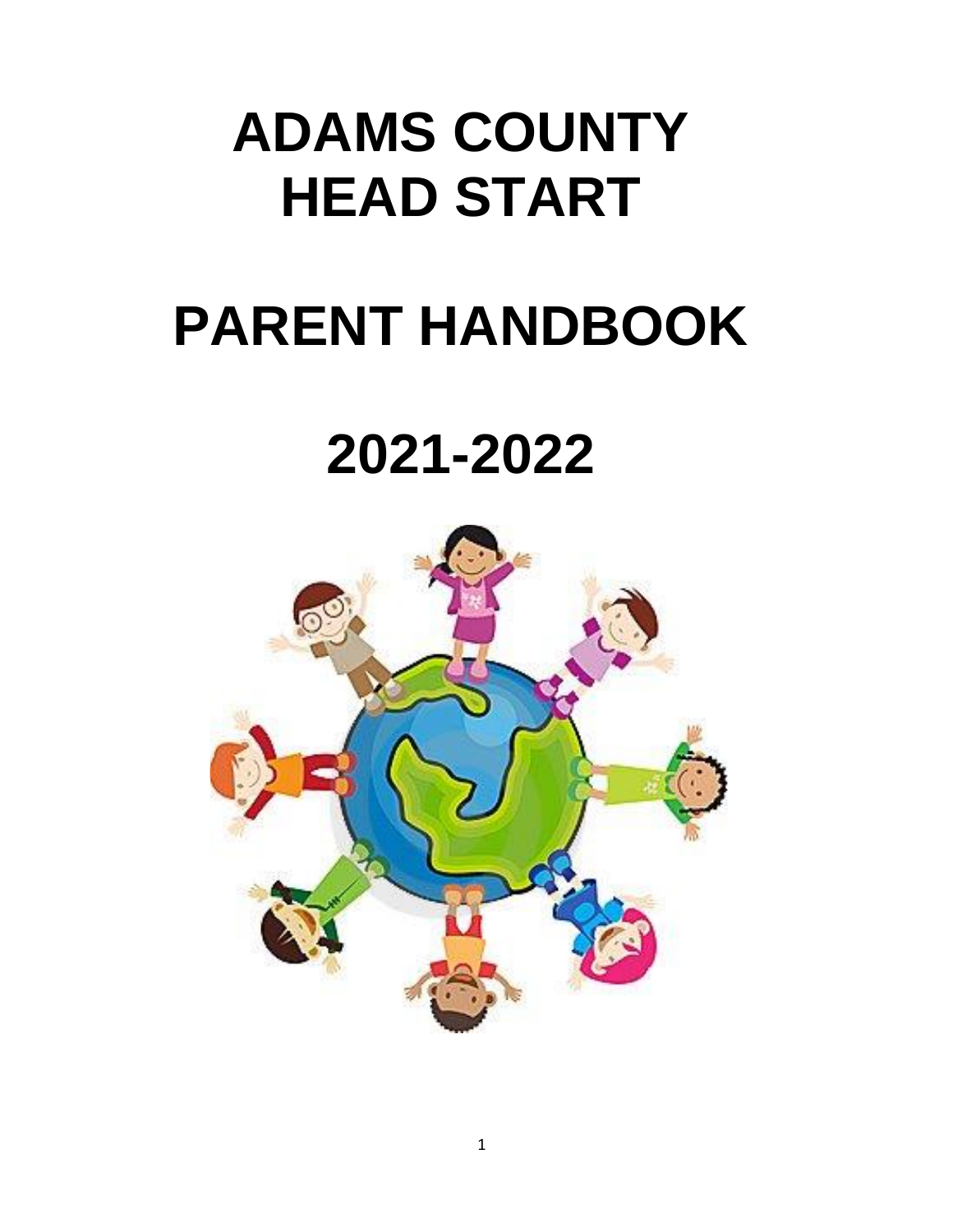# ADAMS COUNTY HEAD START

# PARENT HANDBOOK

# 2021-2022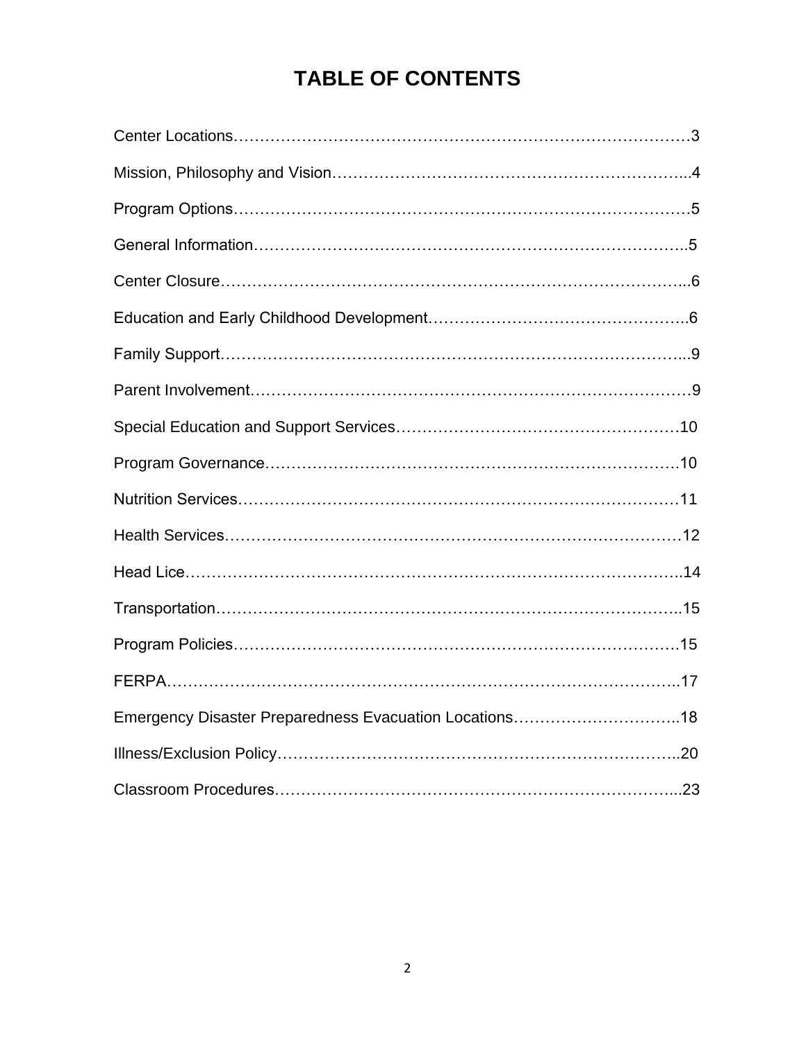# TABLE OF CONTENTS

Center Locations……………………………………………………………………………3

Mission, Philosophy and Vision…………………………………………………………...4

Program Options……………………………………………………………………………5

General Information………………………………………………………………………..5

Center Closure……………………………………………………………………………...6

Education and Early Childhood Development……………………………………….….6

Family Support……………………………………………………………………………...9

Parent Involvement…………………………………………………………………………9

Special Education and Support Services………………………………………………10

Program Governance……………………………………………………………………10

Nutrition Services…………………………………………………………………………11

Health Services……………………………………………………………………………12

Head Lice…………………………………………………………………………………..14

Transportation……………………………………………………………………………..15

Program Policies…………………………………………………………………………15

FERPA……………………………………………………………………………………..17

Emergency Disaster Preparedness Evacuation Locations…………………………..18

Illness/Exclusion Policy…………………………………………………………………..20

Classroom Procedures…………………………………………………………………...23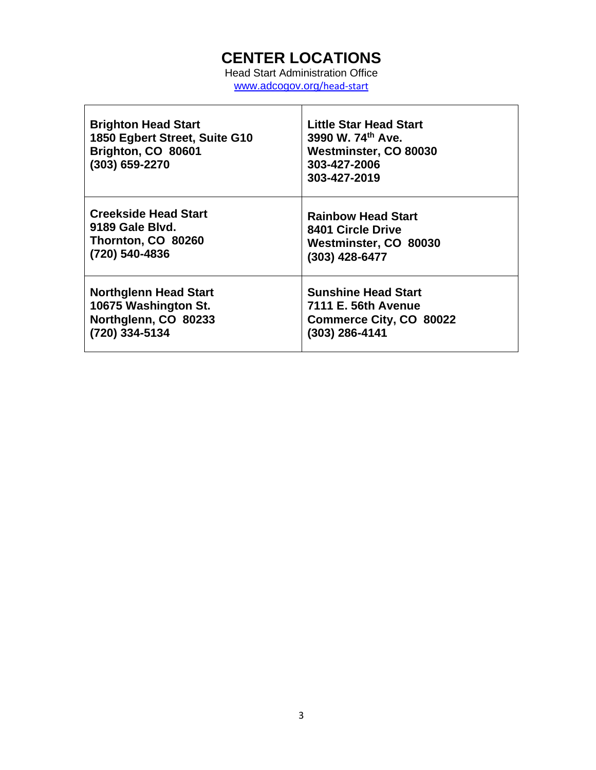# CENTER LOCATIONS

Head Start Administration Office

www.adcogov.org/head-start

| | |
|---|---|
| **Brighton Head Start**<br>**1850 Egbert Street, Suite G10**<br>**Brighton, CO 80601**<br>**(303) 659-2270** | **Little Star Head Start**<br>**3990 W. 74th Ave.**<br>**Westminster, CO 80030**<br>**303-427-2006**<br>**303-427-2019** |
| **Creekside Head Start**<br>**9189 Gale Blvd.**<br>**Thornton, CO 80260**<br>**(720) 540-4836** | **Rainbow Head Start**<br>**8401 Circle Drive**<br>**Westminster, CO 80030**<br>**(303) 428-6477** |
| **Northglenn Head Start**<br>**10675 Washington St.**<br>**Northglenn, CO 80233**<br>**(720) 334-5134** | **Sunshine Head Start**<br>**7111 E. 56th Avenue**<br>**Commerce City, CO 80022**<br>**(303) 286-4141** |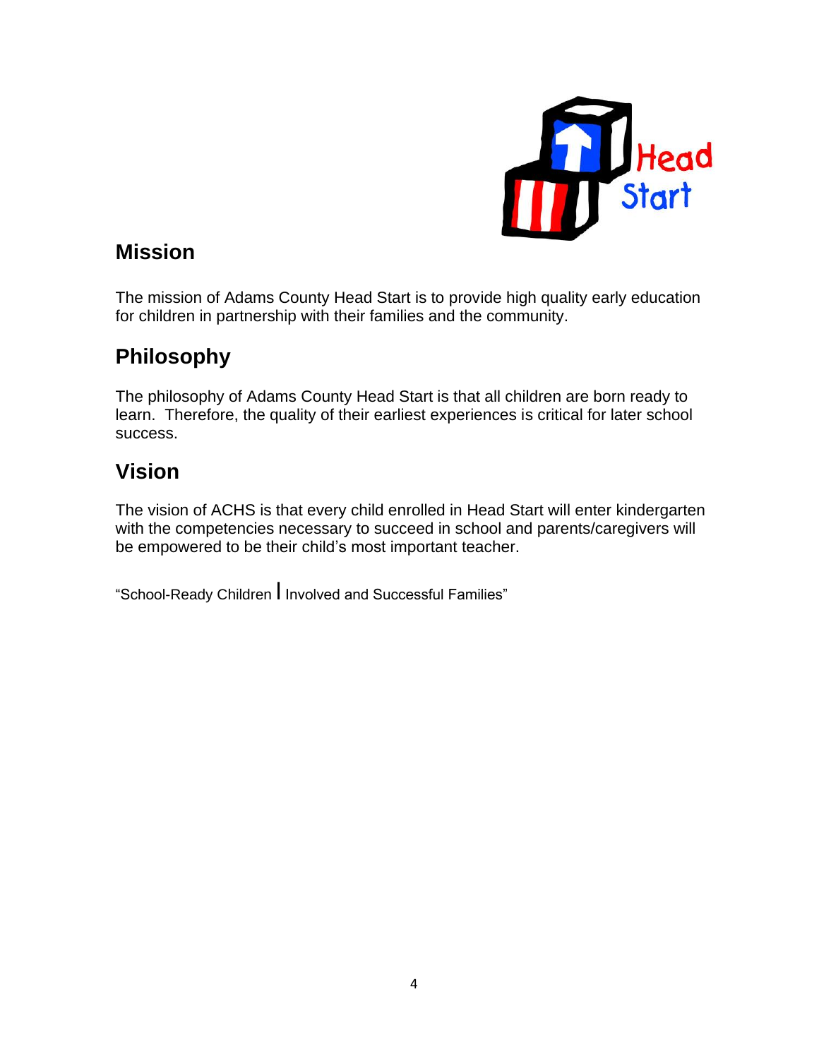## Mission

The mission of Adams County Head Start is to provide high quality early education for children in partnership with their families and the community.

## Philosophy

The philosophy of Adams County Head Start is that all children are born ready to learn. Therefore, the quality of their earliest experiences is critical for later school success.

## Vision

The vision of ACHS is that every child enrolled in Head Start will enter kindergarten with the competencies necessary to succeed in school and parents/caregivers will be empowered to be their child's most important teacher.

"School-Ready Children | Involved and Successful Families"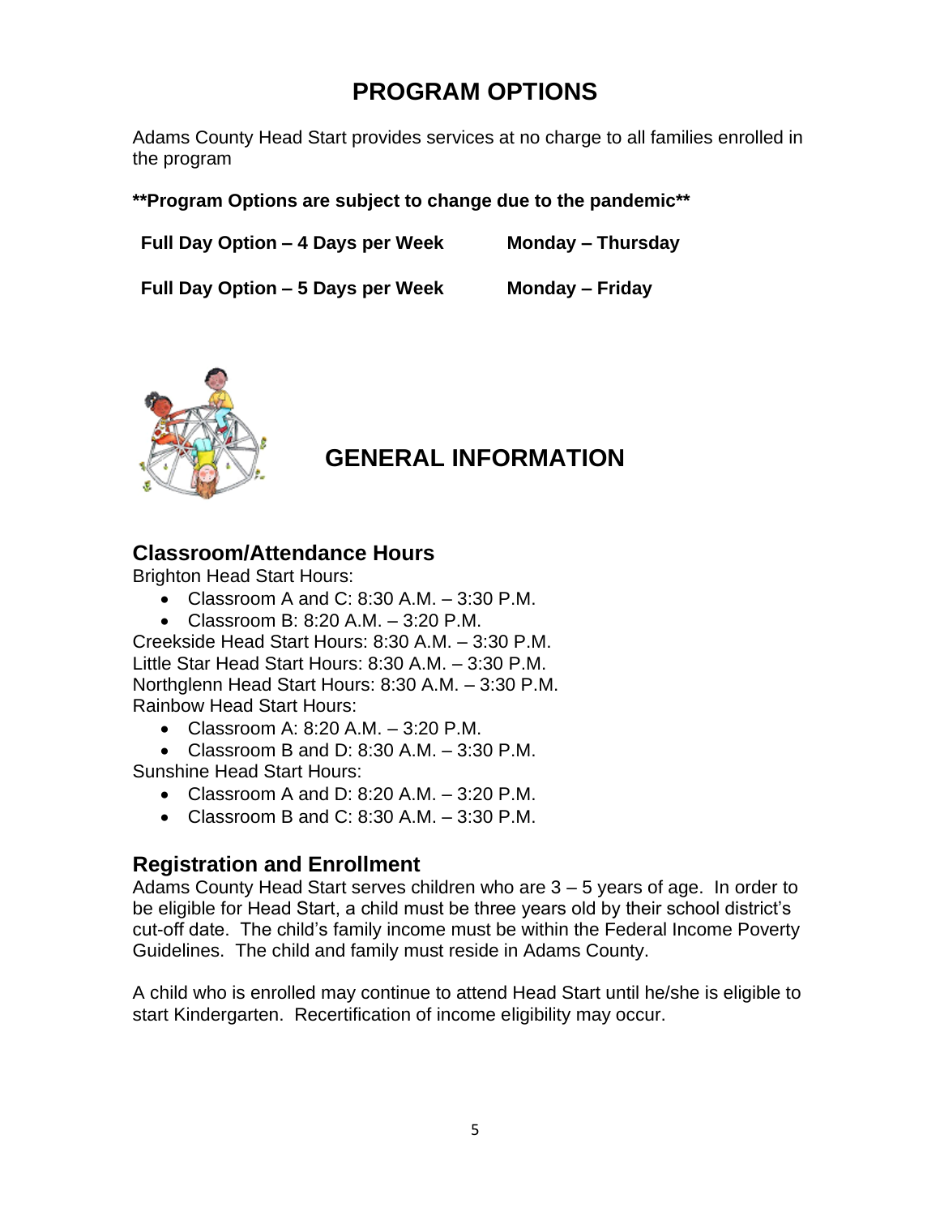# PROGRAM OPTIONS

Adams County Head Start provides services at no charge to all families enrolled in the program

**\*\*Program Options are subject to change due to the pandemic\*\***

| **Full Day Option – 4 Days per Week** | **Monday – Thursday** |
| --- | --- |
| **Full Day Option – 5 Days per Week** | **Monday – Friday** |

# GENERAL INFORMATION

## Classroom/Attendance Hours

Brighton Head Start Hours:

- Classroom A and C: 8:30 A.M. – 3:30 P.M.
- Classroom B: 8:20 A.M. – 3:20 P.M.

Creekside Head Start Hours: 8:30 A.M. – 3:30 P.M.
Little Star Head Start Hours: 8:30 A.M. – 3:30 P.M.
Northglenn Head Start Hours: 8:30 A.M. – 3:30 P.M.
Rainbow Head Start Hours:

- Classroom A: 8:20 A.M. – 3:20 P.M.
- Classroom B and D: 8:30 A.M. – 3:30 P.M.

Sunshine Head Start Hours:

- Classroom A and D: 8:20 A.M. – 3:20 P.M.
- Classroom B and C: 8:30 A.M. – 3:30 P.M.

## Registration and Enrollment

Adams County Head Start serves children who are 3 – 5 years of age. In order to be eligible for Head Start, a child must be three years old by their school district's cut-off date. The child's family income must be within the Federal Income Poverty Guidelines. The child and family must reside in Adams County.

A child who is enrolled may continue to attend Head Start until he/she is eligible to start Kindergarten. Recertification of income eligibility may occur.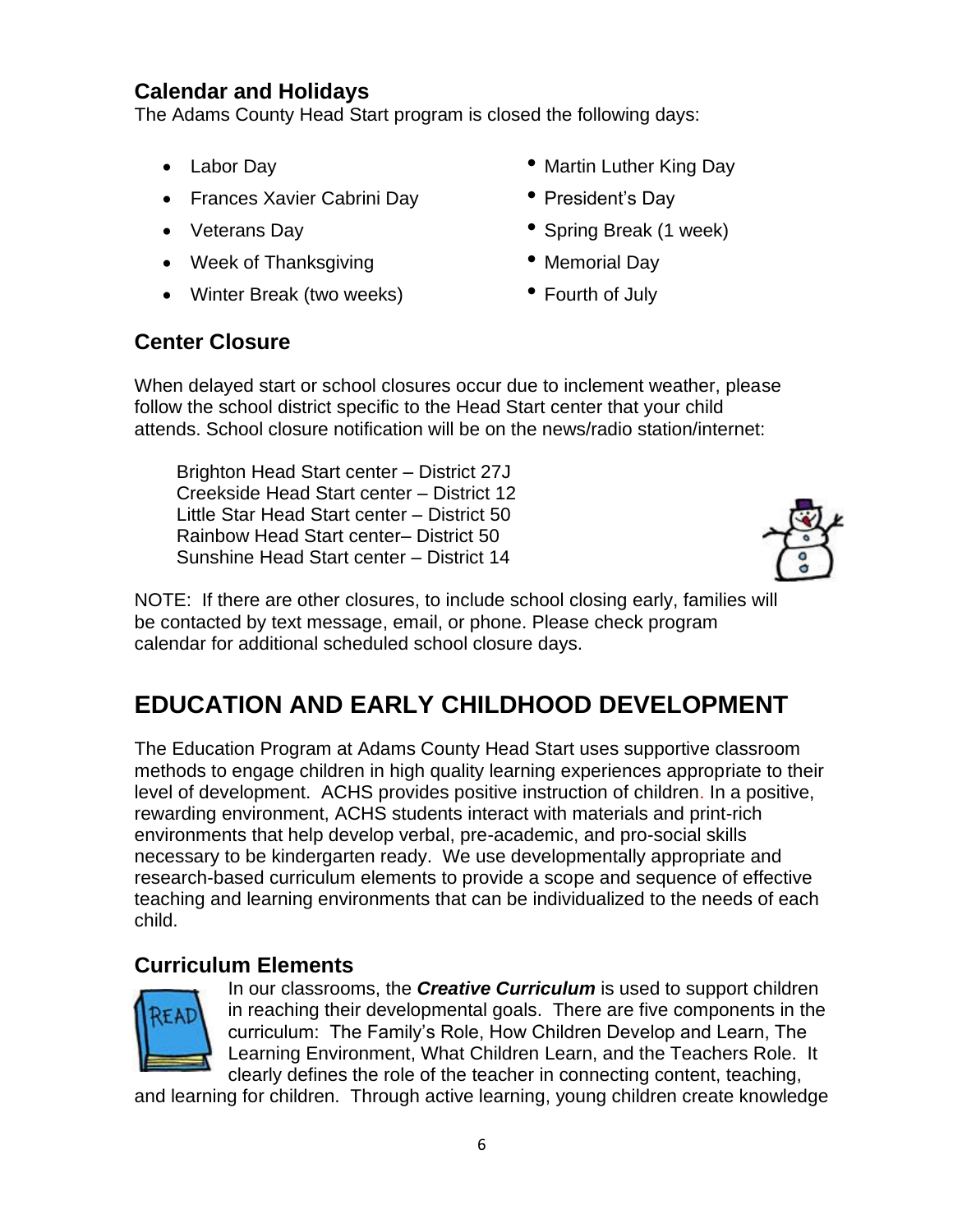## Calendar and Holidays

The Adams County Head Start program is closed the following days:

- Labor Day
- Frances Xavier Cabrini Day
- Veterans Day
- Week of Thanksgiving
- Winter Break (two weeks)
- Martin Luther King Day
- President's Day
- Spring Break (1 week)
- Memorial Day
- Fourth of July

## Center Closure

When delayed start or school closures occur due to inclement weather, please follow the school district specific to the Head Start center that your child attends. School closure notification will be on the news/radio station/internet:

Brighton Head Start center – District 27J
Creekside Head Start center – District 12
Little Star Head Start center – District 50
Rainbow Head Start center– District 50
Sunshine Head Start center – District 14

NOTE: If there are other closures, to include school closing early, families will be contacted by text message, email, or phone. Please check program calendar for additional scheduled school closure days.

# EDUCATION AND EARLY CHILDHOOD DEVELOPMENT

The Education Program at Adams County Head Start uses supportive classroom methods to engage children in high quality learning experiences appropriate to their level of development. ACHS provides positive instruction of children. In a positive, rewarding environment, ACHS students interact with materials and print-rich environments that help develop verbal, pre-academic, and pro-social skills necessary to be kindergarten ready. We use developmentally appropriate and research-based curriculum elements to provide a scope and sequence of effective teaching and learning environments that can be individualized to the needs of each child.

## Curriculum Elements

In our classrooms, the ***Creative Curriculum*** is used to support children in reaching their developmental goals. There are five components in the curriculum: The Family's Role, How Children Develop and Learn, The Learning Environment, What Children Learn, and the Teachers Role. It clearly defines the role of the teacher in connecting content, teaching, and learning for children. Through active learning, young children create knowledge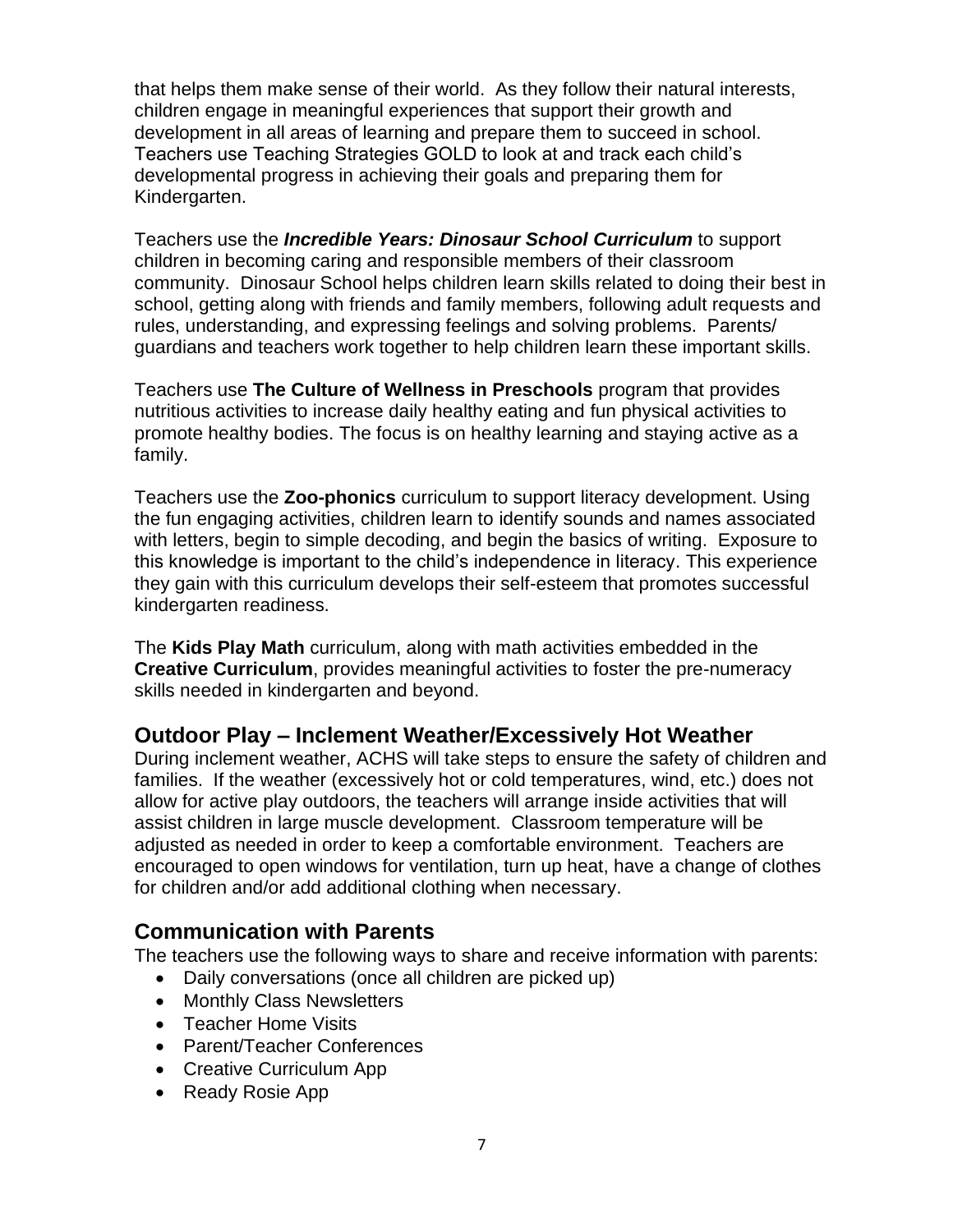that helps them make sense of their world. As they follow their natural interests, children engage in meaningful experiences that support their growth and development in all areas of learning and prepare them to succeed in school. Teachers use Teaching Strategies GOLD to look at and track each child's developmental progress in achieving their goals and preparing them for Kindergarten.

Teachers use the ***Incredible Years: Dinosaur School Curriculum*** to support children in becoming caring and responsible members of their classroom community. Dinosaur School helps children learn skills related to doing their best in school, getting along with friends and family members, following adult requests and rules, understanding, and expressing feelings and solving problems. Parents/ guardians and teachers work together to help children learn these important skills.

Teachers use **The Culture of Wellness in Preschools** program that provides nutritious activities to increase daily healthy eating and fun physical activities to promote healthy bodies. The focus is on healthy learning and staying active as a family.

Teachers use the **Zoo-phonics** curriculum to support literacy development. Using the fun engaging activities, children learn to identify sounds and names associated with letters, begin to simple decoding, and begin the basics of writing. Exposure to this knowledge is important to the child's independence in literacy. This experience they gain with this curriculum develops their self-esteem that promotes successful kindergarten readiness.

The **Kids Play Math** curriculum, along with math activities embedded in the **Creative Curriculum**, provides meaningful activities to foster the pre-numeracy skills needed in kindergarten and beyond.

## Outdoor Play – Inclement Weather/Excessively Hot Weather

During inclement weather, ACHS will take steps to ensure the safety of children and families. If the weather (excessively hot or cold temperatures, wind, etc.) does not allow for active play outdoors, the teachers will arrange inside activities that will assist children in large muscle development. Classroom temperature will be adjusted as needed in order to keep a comfortable environment. Teachers are encouraged to open windows for ventilation, turn up heat, have a change of clothes for children and/or add additional clothing when necessary.

## Communication with Parents

The teachers use the following ways to share and receive information with parents:

- Daily conversations (once all children are picked up)
- Monthly Class Newsletters
- Teacher Home Visits
- Parent/Teacher Conferences
- Creative Curriculum App
- Ready Rosie App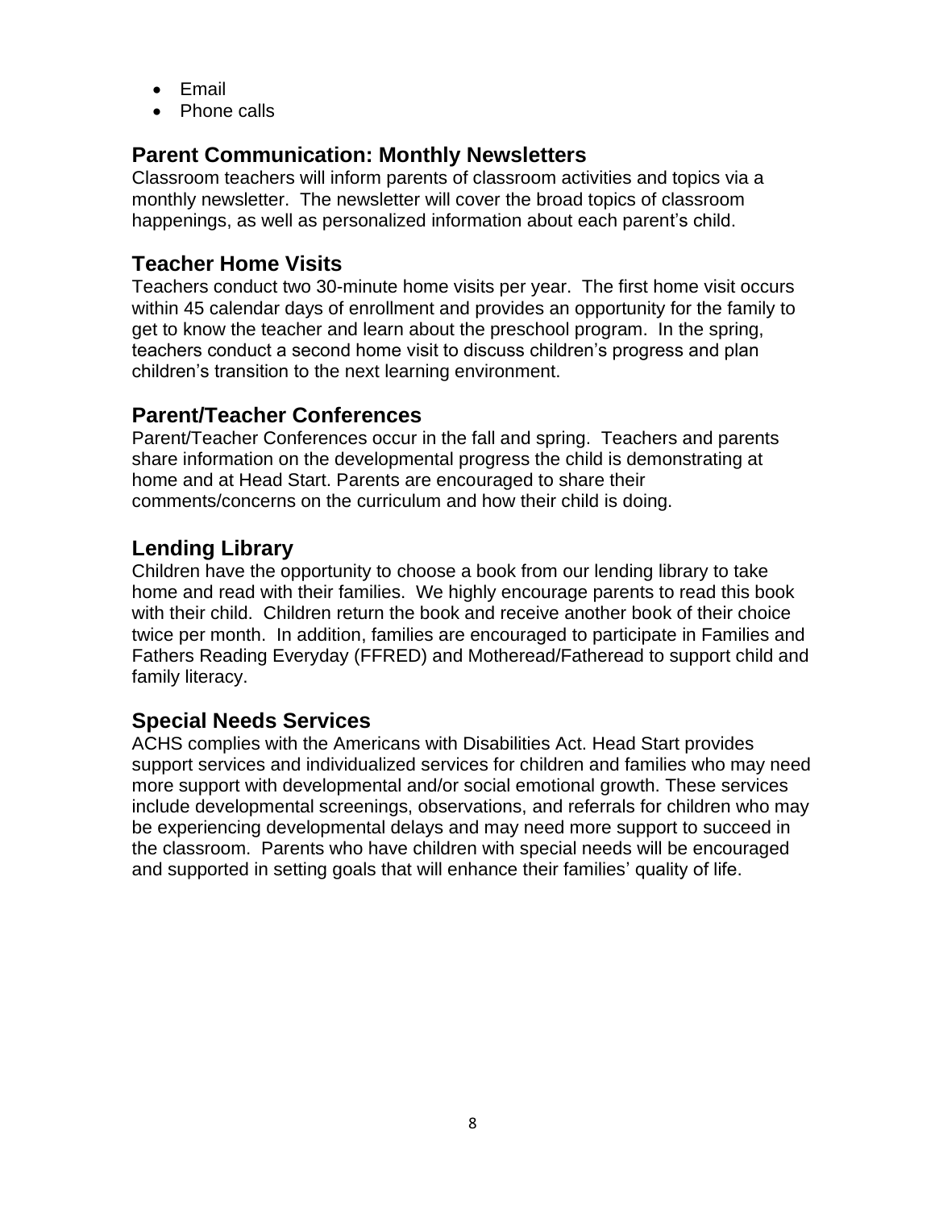- Email
- Phone calls

## Parent Communication: Monthly Newsletters

Classroom teachers will inform parents of classroom activities and topics via a monthly newsletter. The newsletter will cover the broad topics of classroom happenings, as well as personalized information about each parent's child.

## Teacher Home Visits

Teachers conduct two 30-minute home visits per year. The first home visit occurs within 45 calendar days of enrollment and provides an opportunity for the family to get to know the teacher and learn about the preschool program. In the spring, teachers conduct a second home visit to discuss children's progress and plan children's transition to the next learning environment.

## Parent/Teacher Conferences

Parent/Teacher Conferences occur in the fall and spring. Teachers and parents share information on the developmental progress the child is demonstrating at home and at Head Start. Parents are encouraged to share their comments/concerns on the curriculum and how their child is doing.

## Lending Library

Children have the opportunity to choose a book from our lending library to take home and read with their families. We highly encourage parents to read this book with their child. Children return the book and receive another book of their choice twice per month. In addition, families are encouraged to participate in Families and Fathers Reading Everyday (FFRED) and Motheread/Fatheread to support child and family literacy.

## Special Needs Services

ACHS complies with the Americans with Disabilities Act. Head Start provides support services and individualized services for children and families who may need more support with developmental and/or social emotional growth. These services include developmental screenings, observations, and referrals for children who may be experiencing developmental delays and may need more support to succeed in the classroom. Parents who have children with special needs will be encouraged and supported in setting goals that will enhance their families' quality of life.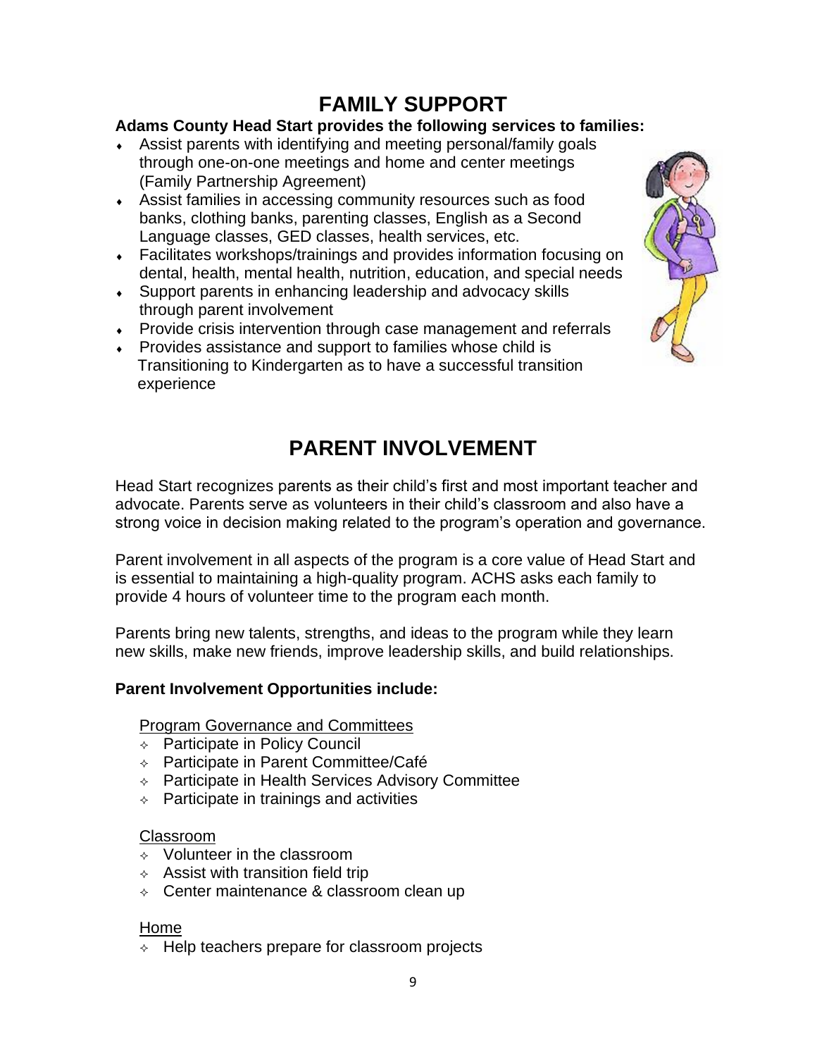# FAMILY SUPPORT

**Adams County Head Start provides the following services to families:**

- Assist parents with identifying and meeting personal/family goals through one-on-one meetings and home and center meetings (Family Partnership Agreement)
- Assist families in accessing community resources such as food banks, clothing banks, parenting classes, English as a Second Language classes, GED classes, health services, etc.
- Facilitates workshops/trainings and provides information focusing on dental, health, mental health, nutrition, education, and special needs
- Support parents in enhancing leadership and advocacy skills through parent involvement
- Provide crisis intervention through case management and referrals
- Provides assistance and support to families whose child is Transitioning to Kindergarten as to have a successful transition experience

# PARENT INVOLVEMENT

Head Start recognizes parents as their child's first and most important teacher and advocate. Parents serve as volunteers in their child's classroom and also have a strong voice in decision making related to the program's operation and governance.

Parent involvement in all aspects of the program is a core value of Head Start and is essential to maintaining a high-quality program. ACHS asks each family to provide 4 hours of volunteer time to the program each month.

Parents bring new talents, strengths, and ideas to the program while they learn new skills, make new friends, improve leadership skills, and build relationships.

**Parent Involvement Opportunities include:**

<u>Program Governance and Committees</u>

- Participate in Policy Council
- Participate in Parent Committee/Café
- Participate in Health Services Advisory Committee
- Participate in trainings and activities

<u>Classroom</u>

- Volunteer in the classroom
- Assist with transition field trip
- Center maintenance & classroom clean up

<u>Home</u>

- Help teachers prepare for classroom projects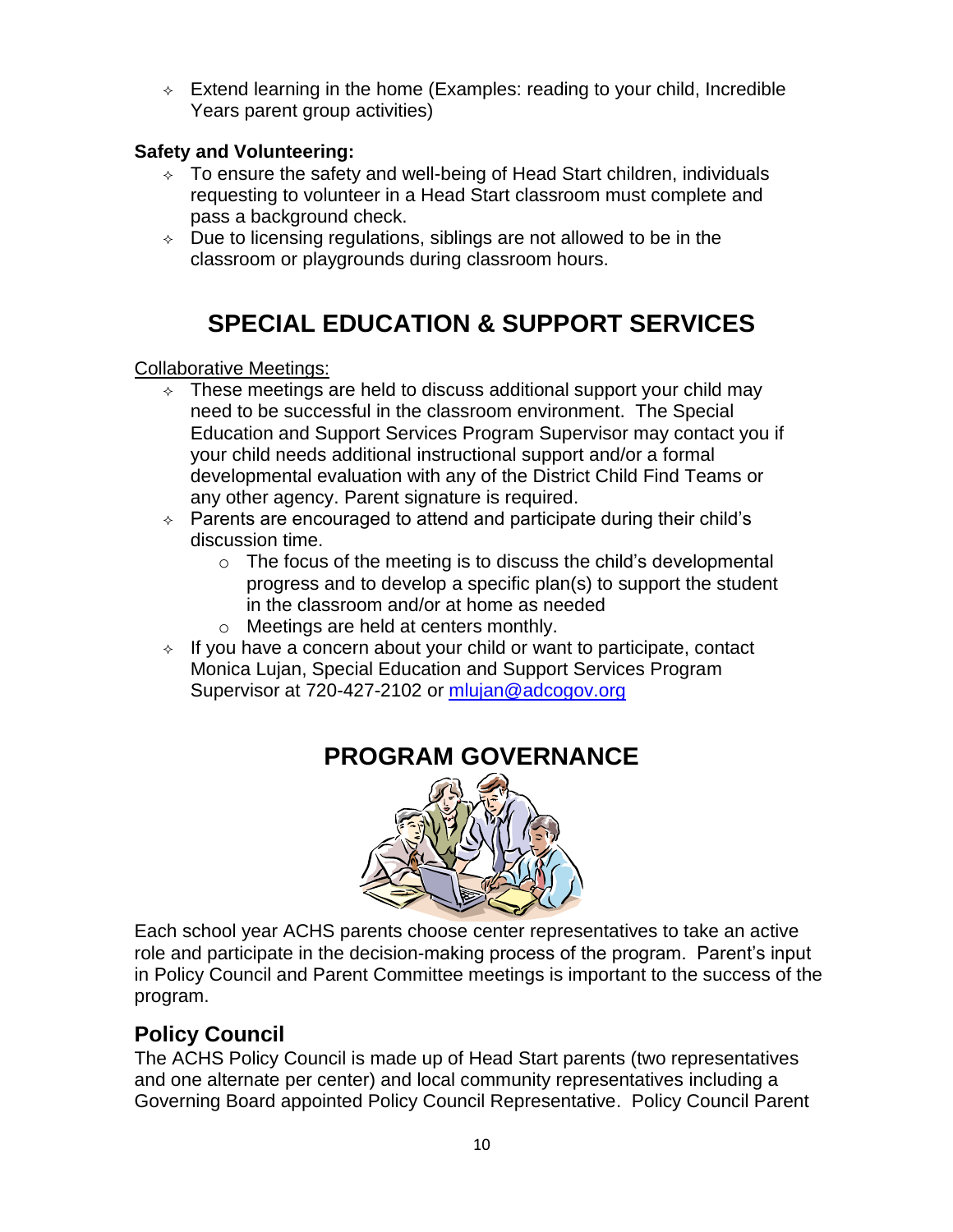- Extend learning in the home (Examples: reading to your child, Incredible Years parent group activities)

**Safety and Volunteering:**

- To ensure the safety and well-being of Head Start children, individuals requesting to volunteer in a Head Start classroom must complete and pass a background check.
- Due to licensing regulations, siblings are not allowed to be in the classroom or playgrounds during classroom hours.

# SPECIAL EDUCATION & SUPPORT SERVICES

Collaborative Meetings:

- These meetings are held to discuss additional support your child may need to be successful in the classroom environment. The Special Education and Support Services Program Supervisor may contact you if your child needs additional instructional support and/or a formal developmental evaluation with any of the District Child Find Teams or any other agency. Parent signature is required.
- Parents are encouraged to attend and participate during their child's discussion time.
  - The focus of the meeting is to discuss the child's developmental progress and to develop a specific plan(s) to support the student in the classroom and/or at home as needed
  - Meetings are held at centers monthly.
- If you have a concern about your child or want to participate, contact Monica Lujan, Special Education and Support Services Program Supervisor at 720-427-2102 or mlujan@adcogov.org

# PROGRAM GOVERNANCE

Each school year ACHS parents choose center representatives to take an active role and participate in the decision-making process of the program. Parent's input in Policy Council and Parent Committee meetings is important to the success of the program.

## Policy Council

The ACHS Policy Council is made up of Head Start parents (two representatives and one alternate per center) and local community representatives including a Governing Board appointed Policy Council Representative. Policy Council Parent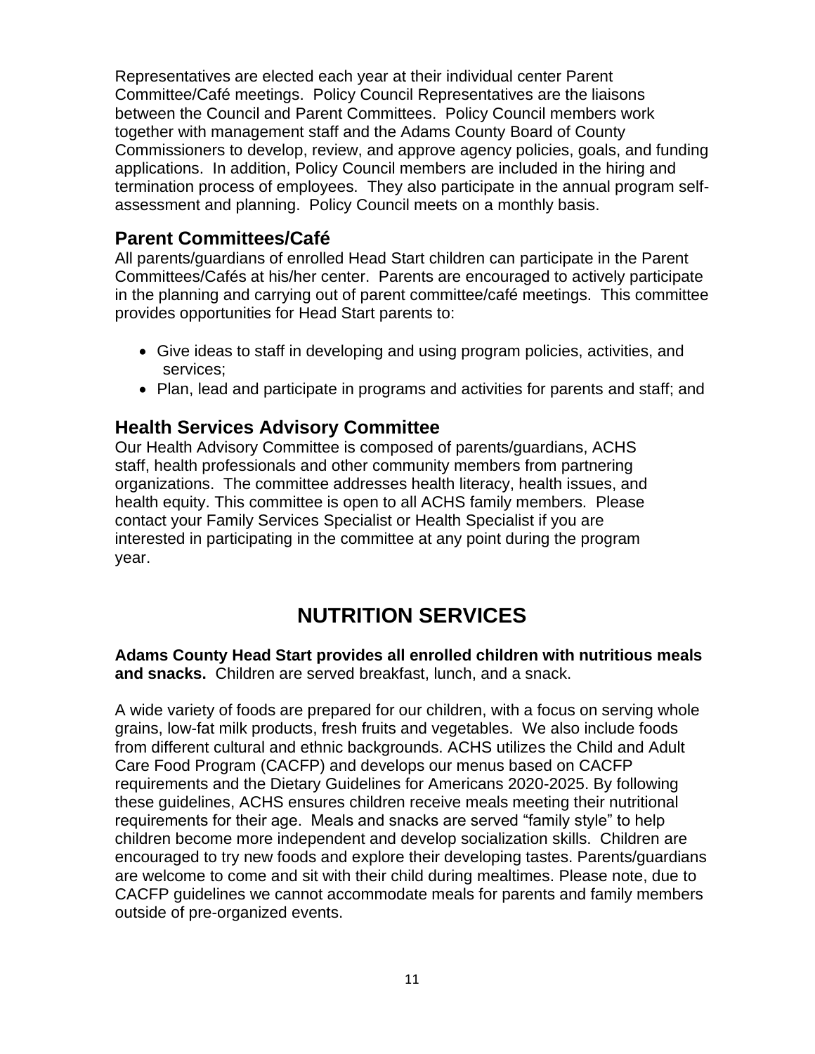Representatives are elected each year at their individual center Parent Committee/Café meetings. Policy Council Representatives are the liaisons between the Council and Parent Committees. Policy Council members work together with management staff and the Adams County Board of County Commissioners to develop, review, and approve agency policies, goals, and funding applications. In addition, Policy Council members are included in the hiring and termination process of employees. They also participate in the annual program self-assessment and planning. Policy Council meets on a monthly basis.

## Parent Committees/Café

All parents/guardians of enrolled Head Start children can participate in the Parent Committees/Cafés at his/her center. Parents are encouraged to actively participate in the planning and carrying out of parent committee/café meetings. This committee provides opportunities for Head Start parents to:

- Give ideas to staff in developing and using program policies, activities, and services;
- Plan, lead and participate in programs and activities for parents and staff; and

## Health Services Advisory Committee

Our Health Advisory Committee is composed of parents/guardians, ACHS staff, health professionals and other community members from partnering organizations. The committee addresses health literacy, health issues, and health equity. This committee is open to all ACHS family members. Please contact your Family Services Specialist or Health Specialist if you are interested in participating in the committee at any point during the program year.

# NUTRITION SERVICES

**Adams County Head Start provides all enrolled children with nutritious meals and snacks.** Children are served breakfast, lunch, and a snack.

A wide variety of foods are prepared for our children, with a focus on serving whole grains, low-fat milk products, fresh fruits and vegetables. We also include foods from different cultural and ethnic backgrounds. ACHS utilizes the Child and Adult Care Food Program (CACFP) and develops our menus based on CACFP requirements and the Dietary Guidelines for Americans 2020-2025. By following these guidelines, ACHS ensures children receive meals meeting their nutritional requirements for their age. Meals and snacks are served "family style" to help children become more independent and develop socialization skills. Children are encouraged to try new foods and explore their developing tastes. Parents/guardians are welcome to come and sit with their child during mealtimes. Please note, due to CACFP guidelines we cannot accommodate meals for parents and family members outside of pre-organized events.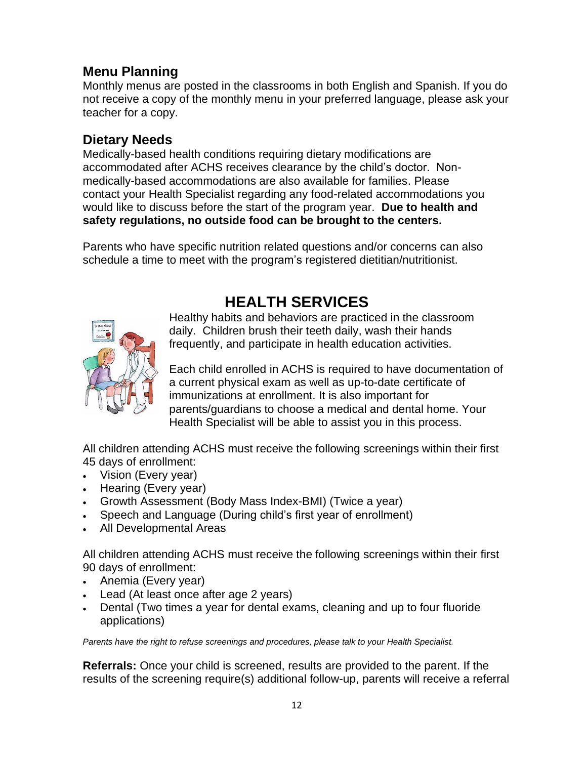## Menu Planning

Monthly menus are posted in the classrooms in both English and Spanish. If you do not receive a copy of the monthly menu in your preferred language, please ask your teacher for a copy.

## Dietary Needs

Medically-based health conditions requiring dietary modifications are accommodated after ACHS receives clearance by the child's doctor. Non-medically-based accommodations are also available for families. Please contact your Health Specialist regarding any food-related accommodations you would like to discuss before the start of the program year. **Due to health and safety regulations, no outside food can be brought to the centers.**

Parents who have specific nutrition related questions and/or concerns can also schedule a time to meet with the program's registered dietitian/nutritionist.

# HEALTH SERVICES

Healthy habits and behaviors are practiced in the classroom daily. Children brush their teeth daily, wash their hands frequently, and participate in health education activities.

Each child enrolled in ACHS is required to have documentation of a current physical exam as well as up-to-date certificate of immunizations at enrollment. It is also important for parents/guardians to choose a medical and dental home. Your Health Specialist will be able to assist you in this process.

All children attending ACHS must receive the following screenings within their first 45 days of enrollment:

- Vision (Every year)
- Hearing (Every year)
- Growth Assessment (Body Mass Index-BMI) (Twice a year)
- Speech and Language (During child's first year of enrollment)
- All Developmental Areas

All children attending ACHS must receive the following screenings within their first 90 days of enrollment:

- Anemia (Every year)
- Lead (At least once after age 2 years)
- Dental (Two times a year for dental exams, cleaning and up to four fluoride applications)

*Parents have the right to refuse screenings and procedures, please talk to your Health Specialist.*

**Referrals:** Once your child is screened, results are provided to the parent. If the results of the screening require(s) additional follow-up, parents will receive a referral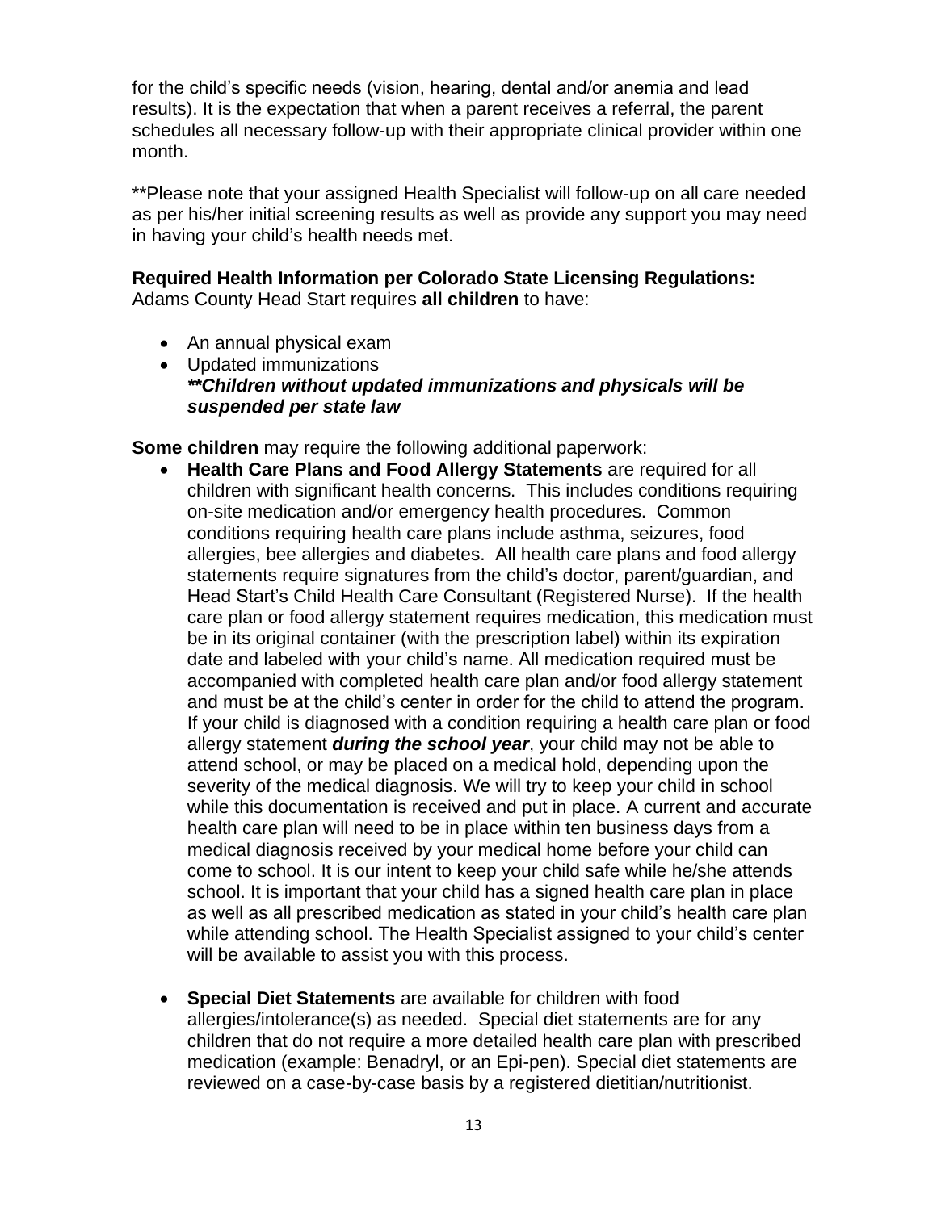for the child's specific needs (vision, hearing, dental and/or anemia and lead results). It is the expectation that when a parent receives a referral, the parent schedules all necessary follow-up with their appropriate clinical provider within one month.

**Please note that your assigned Health Specialist will follow-up on all care needed as per his/her initial screening results as well as provide any support you may need in having your child's health needs met.

**Required Health Information per Colorado State Licensing Regulations:**
Adams County Head Start requires **all children** to have:

- An annual physical exam
- Updated immunizations
  ***\*\*Children without updated immunizations and physicals will be suspended per state law***

**Some children** may require the following additional paperwork:

- **Health Care Plans and Food Allergy Statements** are required for all children with significant health concerns. This includes conditions requiring on-site medication and/or emergency health procedures. Common conditions requiring health care plans include asthma, seizures, food allergies, bee allergies and diabetes. All health care plans and food allergy statements require signatures from the child's doctor, parent/guardian, and Head Start's Child Health Care Consultant (Registered Nurse). If the health care plan or food allergy statement requires medication, this medication must be in its original container (with the prescription label) within its expiration date and labeled with your child's name. All medication required must be accompanied with completed health care plan and/or food allergy statement and must be at the child's center in order for the child to attend the program. If your child is diagnosed with a condition requiring a health care plan or food allergy statement ***during the school year***, your child may not be able to attend school, or may be placed on a medical hold, depending upon the severity of the medical diagnosis. We will try to keep your child in school while this documentation is received and put in place. A current and accurate health care plan will need to be in place within ten business days from a medical diagnosis received by your medical home before your child can come to school. It is our intent to keep your child safe while he/she attends school. It is important that your child has a signed health care plan in place as well as all prescribed medication as stated in your child's health care plan while attending school. The Health Specialist assigned to your child's center will be available to assist you with this process.

- **Special Diet Statements** are available for children with food allergies/intolerance(s) as needed. Special diet statements are for any children that do not require a more detailed health care plan with prescribed medication (example: Benadryl, or an Epi-pen). Special diet statements are reviewed on a case-by-case basis by a registered dietitian/nutritionist.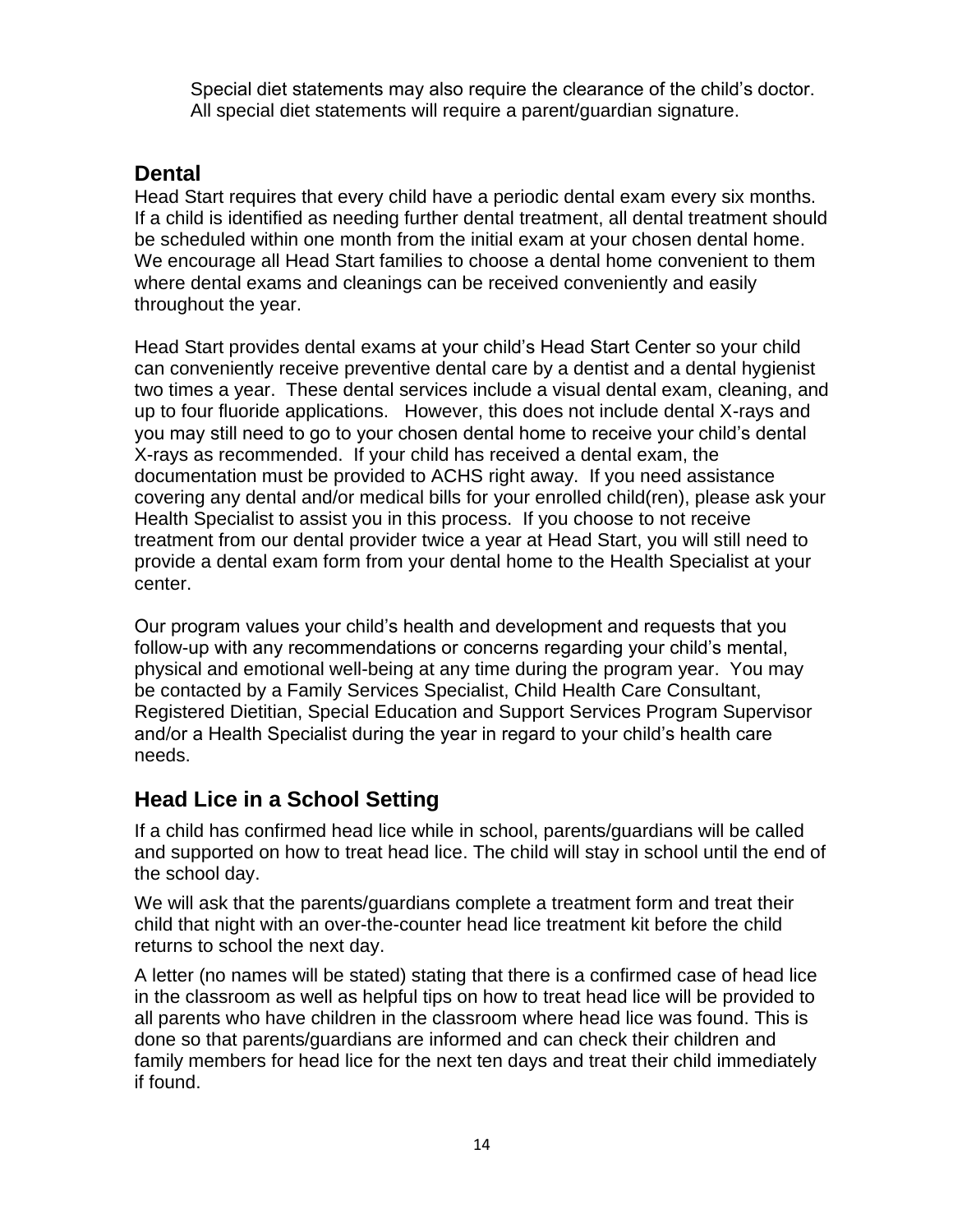Special diet statements may also require the clearance of the child's doctor. All special diet statements will require a parent/guardian signature.

## Dental

Head Start requires that every child have a periodic dental exam every six months. If a child is identified as needing further dental treatment, all dental treatment should be scheduled within one month from the initial exam at your chosen dental home. We encourage all Head Start families to choose a dental home convenient to them where dental exams and cleanings can be received conveniently and easily throughout the year.

Head Start provides dental exams at your child's Head Start Center so your child can conveniently receive preventive dental care by a dentist and a dental hygienist two times a year. These dental services include a visual dental exam, cleaning, and up to four fluoride applications. However, this does not include dental X-rays and you may still need to go to your chosen dental home to receive your child's dental X-rays as recommended. If your child has received a dental exam, the documentation must be provided to ACHS right away. If you need assistance covering any dental and/or medical bills for your enrolled child(ren), please ask your Health Specialist to assist you in this process. If you choose to not receive treatment from our dental provider twice a year at Head Start, you will still need to provide a dental exam form from your dental home to the Health Specialist at your center.

Our program values your child's health and development and requests that you follow-up with any recommendations or concerns regarding your child's mental, physical and emotional well-being at any time during the program year. You may be contacted by a Family Services Specialist, Child Health Care Consultant, Registered Dietitian, Special Education and Support Services Program Supervisor and/or a Health Specialist during the year in regard to your child's health care needs.

## Head Lice in a School Setting

If a child has confirmed head lice while in school, parents/guardians will be called and supported on how to treat head lice. The child will stay in school until the end of the school day.

We will ask that the parents/guardians complete a treatment form and treat their child that night with an over-the-counter head lice treatment kit before the child returns to school the next day.

A letter (no names will be stated) stating that there is a confirmed case of head lice in the classroom as well as helpful tips on how to treat head lice will be provided to all parents who have children in the classroom where head lice was found. This is done so that parents/guardians are informed and can check their children and family members for head lice for the next ten days and treat their child immediately if found.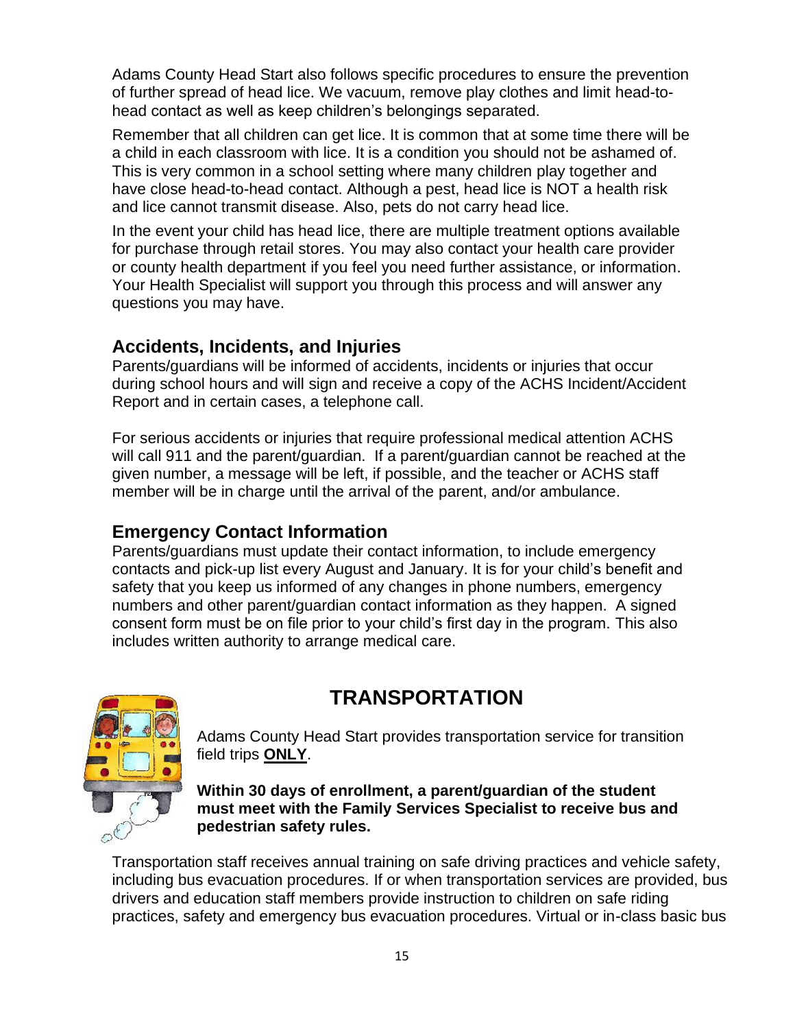Adams County Head Start also follows specific procedures to ensure the prevention of further spread of head lice. We vacuum, remove play clothes and limit head-to-head contact as well as keep children's belongings separated.

Remember that all children can get lice. It is common that at some time there will be a child in each classroom with lice. It is a condition you should not be ashamed of. This is very common in a school setting where many children play together and have close head-to-head contact. Although a pest, head lice is NOT a health risk and lice cannot transmit disease. Also, pets do not carry head lice.

In the event your child has head lice, there are multiple treatment options available for purchase through retail stores. You may also contact your health care provider or county health department if you feel you need further assistance, or information. Your Health Specialist will support you through this process and will answer any questions you may have.

## Accidents, Incidents, and Injuries

Parents/guardians will be informed of accidents, incidents or injuries that occur during school hours and will sign and receive a copy of the ACHS Incident/Accident Report and in certain cases, a telephone call.

For serious accidents or injuries that require professional medical attention ACHS will call 911 and the parent/guardian. If a parent/guardian cannot be reached at the given number, a message will be left, if possible, and the teacher or ACHS staff member will be in charge until the arrival of the parent, and/or ambulance.

## Emergency Contact Information

Parents/guardians must update their contact information, to include emergency contacts and pick-up list every August and January. It is for your child's benefit and safety that you keep us informed of any changes in phone numbers, emergency numbers and other parent/guardian contact information as they happen. A signed consent form must be on file prior to your child's first day in the program. This also includes written authority to arrange medical care.

# TRANSPORTATION

Adams County Head Start provides transportation service for transition field trips **ONLY**.

**Within 30 days of enrollment, a parent/guardian of the student must meet with the Family Services Specialist to receive bus and pedestrian safety rules.**

Transportation staff receives annual training on safe driving practices and vehicle safety, including bus evacuation procedures. If or when transportation services are provided, bus drivers and education staff members provide instruction to children on safe riding practices, safety and emergency bus evacuation procedures. Virtual or in-class basic bus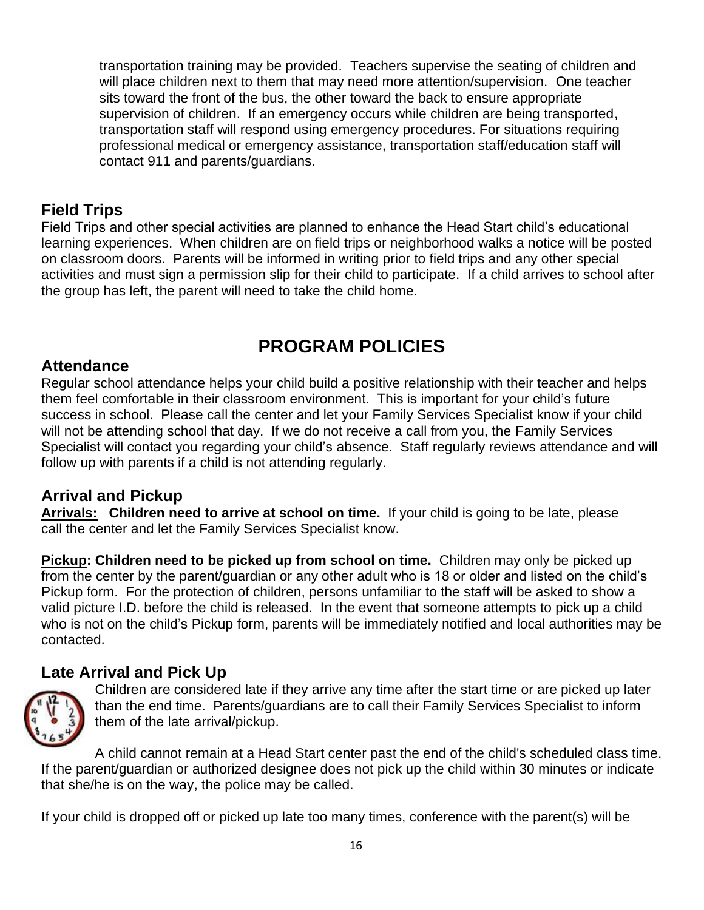transportation training may be provided. Teachers supervise the seating of children and will place children next to them that may need more attention/supervision. One teacher sits toward the front of the bus, the other toward the back to ensure appropriate supervision of children. If an emergency occurs while children are being transported, transportation staff will respond using emergency procedures. For situations requiring professional medical or emergency assistance, transportation staff/education staff will contact 911 and parents/guardians.

## Field Trips

Field Trips and other special activities are planned to enhance the Head Start child's educational learning experiences. When children are on field trips or neighborhood walks a notice will be posted on classroom doors. Parents will be informed in writing prior to field trips and any other special activities and must sign a permission slip for their child to participate. If a child arrives to school after the group has left, the parent will need to take the child home.

# PROGRAM POLICIES

## Attendance

Regular school attendance helps your child build a positive relationship with their teacher and helps them feel comfortable in their classroom environment. This is important for your child's future success in school. Please call the center and let your Family Services Specialist know if your child will not be attending school that day. If we do not receive a call from you, the Family Services Specialist will contact you regarding your child's absence. Staff regularly reviews attendance and will follow up with parents if a child is not attending regularly.

## Arrival and Pickup

**Arrivals: Children need to arrive at school on time.** If your child is going to be late, please call the center and let the Family Services Specialist know.

**Pickup: Children need to be picked up from school on time.** Children may only be picked up from the center by the parent/guardian or any other adult who is 18 or older and listed on the child's Pickup form. For the protection of children, persons unfamiliar to the staff will be asked to show a valid picture I.D. before the child is released. In the event that someone attempts to pick up a child who is not on the child's Pickup form, parents will be immediately notified and local authorities may be contacted.

## Late Arrival and Pick Up

Children are considered late if they arrive any time after the start time or are picked up later than the end time. Parents/guardians are to call their Family Services Specialist to inform them of the late arrival/pickup.

A child cannot remain at a Head Start center past the end of the child's scheduled class time. If the parent/guardian or authorized designee does not pick up the child within 30 minutes or indicate that she/he is on the way, the police may be called.

If your child is dropped off or picked up late too many times, conference with the parent(s) will be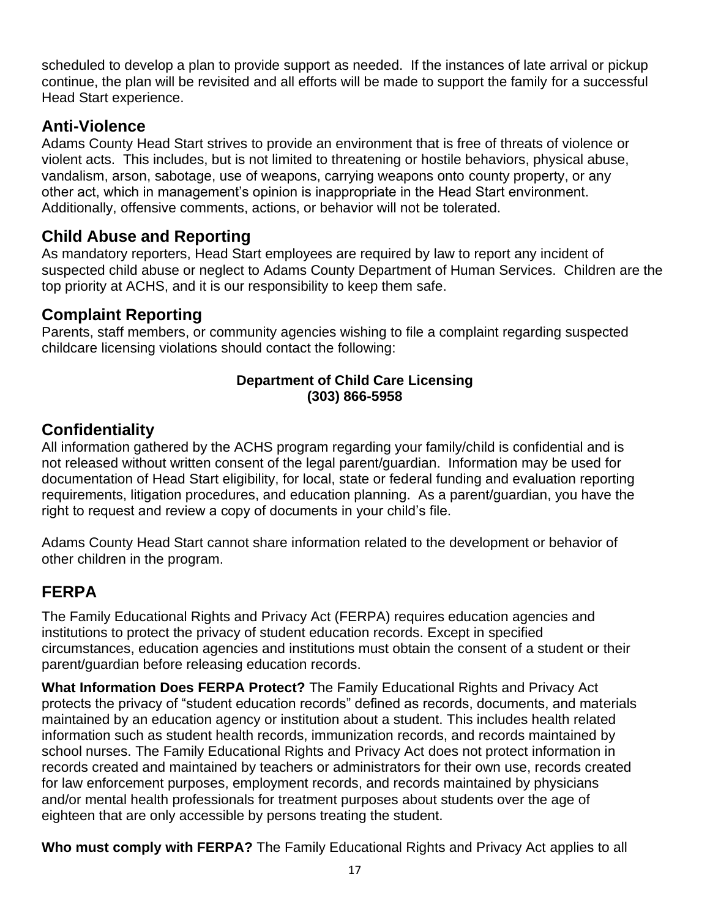scheduled to develop a plan to provide support as needed. If the instances of late arrival or pickup continue, the plan will be revisited and all efforts will be made to support the family for a successful Head Start experience.

## Anti-Violence

Adams County Head Start strives to provide an environment that is free of threats of violence or violent acts. This includes, but is not limited to threatening or hostile behaviors, physical abuse, vandalism, arson, sabotage, use of weapons, carrying weapons onto county property, or any other act, which in management's opinion is inappropriate in the Head Start environment. Additionally, offensive comments, actions, or behavior will not be tolerated.

## Child Abuse and Reporting

As mandatory reporters, Head Start employees are required by law to report any incident of suspected child abuse or neglect to Adams County Department of Human Services. Children are the top priority at ACHS, and it is our responsibility to keep them safe.

## Complaint Reporting

Parents, staff members, or community agencies wishing to file a complaint regarding suspected childcare licensing violations should contact the following:

**Department of Child Care Licensing**
**(303) 866-5958**

## Confidentiality

All information gathered by the ACHS program regarding your family/child is confidential and is not released without written consent of the legal parent/guardian. Information may be used for documentation of Head Start eligibility, for local, state or federal funding and evaluation reporting requirements, litigation procedures, and education planning. As a parent/guardian, you have the right to request and review a copy of documents in your child's file.

Adams County Head Start cannot share information related to the development or behavior of other children in the program.

## FERPA

The Family Educational Rights and Privacy Act (FERPA) requires education agencies and institutions to protect the privacy of student education records. Except in specified circumstances, education agencies and institutions must obtain the consent of a student or their parent/guardian before releasing education records.

**What Information Does FERPA Protect?** The Family Educational Rights and Privacy Act protects the privacy of "student education records" defined as records, documents, and materials maintained by an education agency or institution about a student. This includes health related information such as student health records, immunization records, and records maintained by school nurses. The Family Educational Rights and Privacy Act does not protect information in records created and maintained by teachers or administrators for their own use, records created for law enforcement purposes, employment records, and records maintained by physicians and/or mental health professionals for treatment purposes about students over the age of eighteen that are only accessible by persons treating the student.

**Who must comply with FERPA?** The Family Educational Rights and Privacy Act applies to all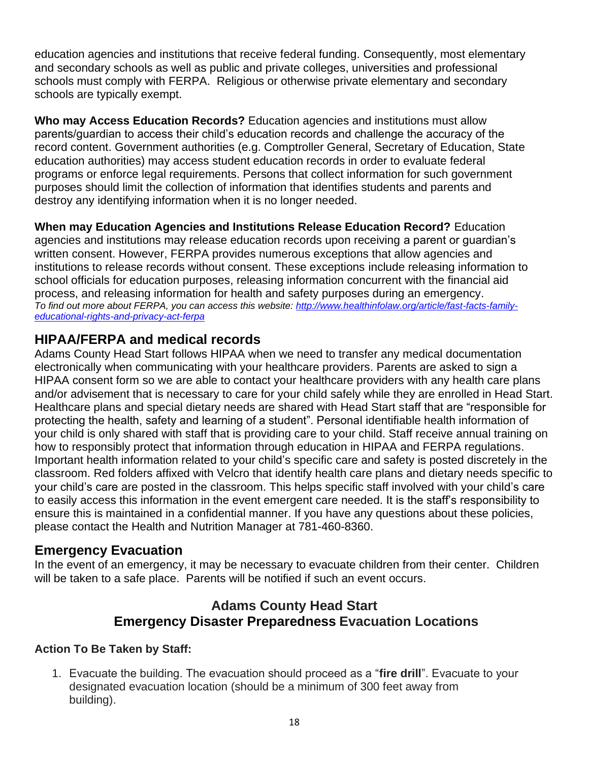education agencies and institutions that receive federal funding. Consequently, most elementary and secondary schools as well as public and private colleges, universities and professional schools must comply with FERPA. Religious or otherwise private elementary and secondary schools are typically exempt.

**Who may Access Education Records?** Education agencies and institutions must allow parents/guardian to access their child's education records and challenge the accuracy of the record content. Government authorities (e.g. Comptroller General, Secretary of Education, State education authorities) may access student education records in order to evaluate federal programs or enforce legal requirements. Persons that collect information for such government purposes should limit the collection of information that identifies students and parents and destroy any identifying information when it is no longer needed.

**When may Education Agencies and Institutions Release Education Record?** Education agencies and institutions may release education records upon receiving a parent or guardian's written consent. However, FERPA provides numerous exceptions that allow agencies and institutions to release records without consent. These exceptions include releasing information to school officials for education purposes, releasing information concurrent with the financial aid process, and releasing information for health and safety purposes during an emergency.
*To find out more about FERPA, you can access this website: [http://www.healthinfolaw.org/article/fast-facts-family-educational-rights-and-privacy-act-ferpa](http://www.healthinfolaw.org/article/fast-facts-family-educational-rights-and-privacy-act-ferpa)*

## HIPAA/FERPA and medical records

Adams County Head Start follows HIPAA when we need to transfer any medical documentation electronically when communicating with your healthcare providers. Parents are asked to sign a HIPAA consent form so we are able to contact your healthcare providers with any health care plans and/or advisement that is necessary to care for your child safely while they are enrolled in Head Start. Healthcare plans and special dietary needs are shared with Head Start staff that are "responsible for protecting the health, safety and learning of a student". Personal identifiable health information of your child is only shared with staff that is providing care to your child. Staff receive annual training on how to responsibly protect that information through education in HIPAA and FERPA regulations. Important health information related to your child's specific care and safety is posted discretely in the classroom. Red folders affixed with Velcro that identify health care plans and dietary needs specific to your child's care are posted in the classroom. This helps specific staff involved with your child's care to easily access this information in the event emergent care needed. It is the staff's responsibility to ensure this is maintained in a confidential manner. If you have any questions about these policies, please contact the Health and Nutrition Manager at 781-460-8360.

## Emergency Evacuation

In the event of an emergency, it may be necessary to evacuate children from their center. Children will be taken to a safe place. Parents will be notified if such an event occurs.

### Adams County Head Start
### Emergency Disaster Preparedness Evacuation Locations

**Action To Be Taken by Staff:**

1. Evacuate the building. The evacuation should proceed as a "**fire drill**". Evacuate to your designated evacuation location (should be a minimum of 300 feet away from building).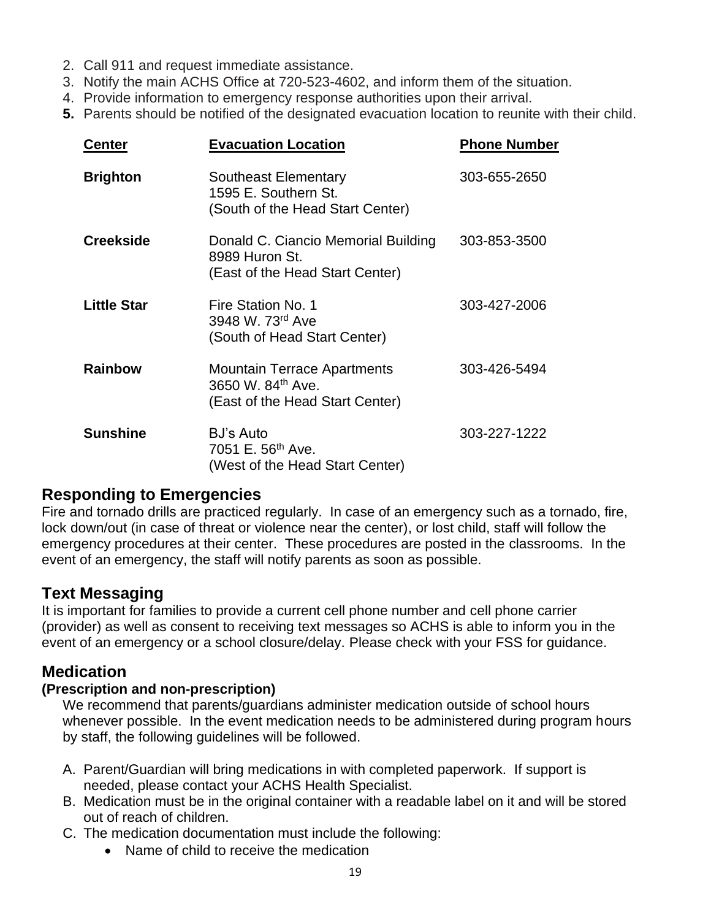2. Call 911 and request immediate assistance.
3. Notify the main ACHS Office at 720-523-4602, and inform them of the situation.
4. Provide information to emergency response authorities upon their arrival.
5. **Parents should be notified of the designated evacuation location to reunite with their child.**

| Center | Evacuation Location | Phone Number |
|---|---|---|
| **Brighton** | Southeast Elementary<br>1595 E. Southern St.<br>(South of the Head Start Center) | 303-655-2650 |
| **Creekside** | Donald C. Ciancio Memorial Building<br>8989 Huron St.<br>(East of the Head Start Center) | 303-853-3500 |
| **Little Star** | Fire Station No. 1<br>3948 W. 73rd Ave<br>(South of Head Start Center) | 303-427-2006 |
| **Rainbow** | Mountain Terrace Apartments<br>3650 W. 84th Ave.<br>(East of the Head Start Center) | 303-426-5494 |
| **Sunshine** | BJ's Auto<br>7051 E. 56th Ave.<br>(West of the Head Start Center) | 303-227-1222 |

## Responding to Emergencies

Fire and tornado drills are practiced regularly. In case of an emergency such as a tornado, fire, lock down/out (in case of threat or violence near the center), or lost child, staff will follow the emergency procedures at their center. These procedures are posted in the classrooms. In the event of an emergency, the staff will notify parents as soon as possible.

## Text Messaging

It is important for families to provide a current cell phone number and cell phone carrier (provider) as well as consent to receiving text messages so ACHS is able to inform you in the event of an emergency or a school closure/delay. Please check with your FSS for guidance.

## Medication

### (Prescription and non-prescription)

We recommend that parents/guardians administer medication outside of school hours whenever possible. In the event medication needs to be administered during program hours by staff, the following guidelines will be followed.

A. Parent/Guardian will bring medications in with completed paperwork. If support is needed, please contact your ACHS Health Specialist.
B. Medication must be in the original container with a readable label on it and will be stored out of reach of children.
C. The medication documentation must include the following:
    - Name of child to receive the medication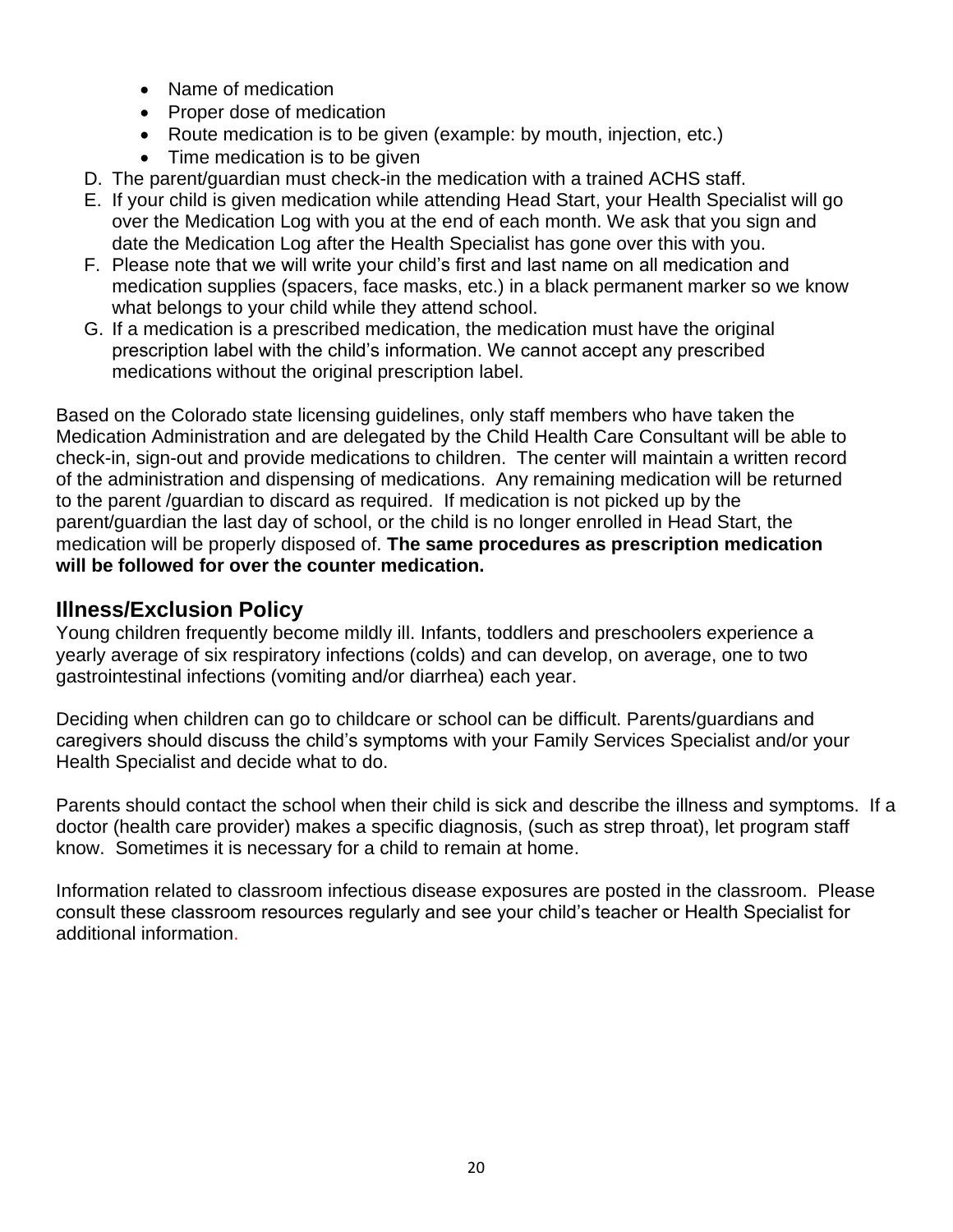- Name of medication
- Proper dose of medication
- Route medication is to be given (example: by mouth, injection, etc.)
- Time medication is to be given

D. The parent/guardian must check-in the medication with a trained ACHS staff.
E. If your child is given medication while attending Head Start, your Health Specialist will go over the Medication Log with you at the end of each month. We ask that you sign and date the Medication Log after the Health Specialist has gone over this with you.
F. Please note that we will write your child's first and last name on all medication and medication supplies (spacers, face masks, etc.) in a black permanent marker so we know what belongs to your child while they attend school.
G. If a medication is a prescribed medication, the medication must have the original prescription label with the child's information. We cannot accept any prescribed medications without the original prescription label.

Based on the Colorado state licensing guidelines, only staff members who have taken the Medication Administration and are delegated by the Child Health Care Consultant will be able to check-in, sign-out and provide medications to children. The center will maintain a written record of the administration and dispensing of medications. Any remaining medication will be returned to the parent /guardian to discard as required. If medication is not picked up by the parent/guardian the last day of school, or the child is no longer enrolled in Head Start, the medication will be properly disposed of. **The same procedures as prescription medication will be followed for over the counter medication.**

## Illness/Exclusion Policy

Young children frequently become mildly ill. Infants, toddlers and preschoolers experience a yearly average of six respiratory infections (colds) and can develop, on average, one to two gastrointestinal infections (vomiting and/or diarrhea) each year.

Deciding when children can go to childcare or school can be difficult. Parents/guardians and caregivers should discuss the child's symptoms with your Family Services Specialist and/or your Health Specialist and decide what to do.

Parents should contact the school when their child is sick and describe the illness and symptoms. If a doctor (health care provider) makes a specific diagnosis, (such as strep throat), let program staff know. Sometimes it is necessary for a child to remain at home.

Information related to classroom infectious disease exposures are posted in the classroom. Please consult these classroom resources regularly and see your child's teacher or Health Specialist for additional information.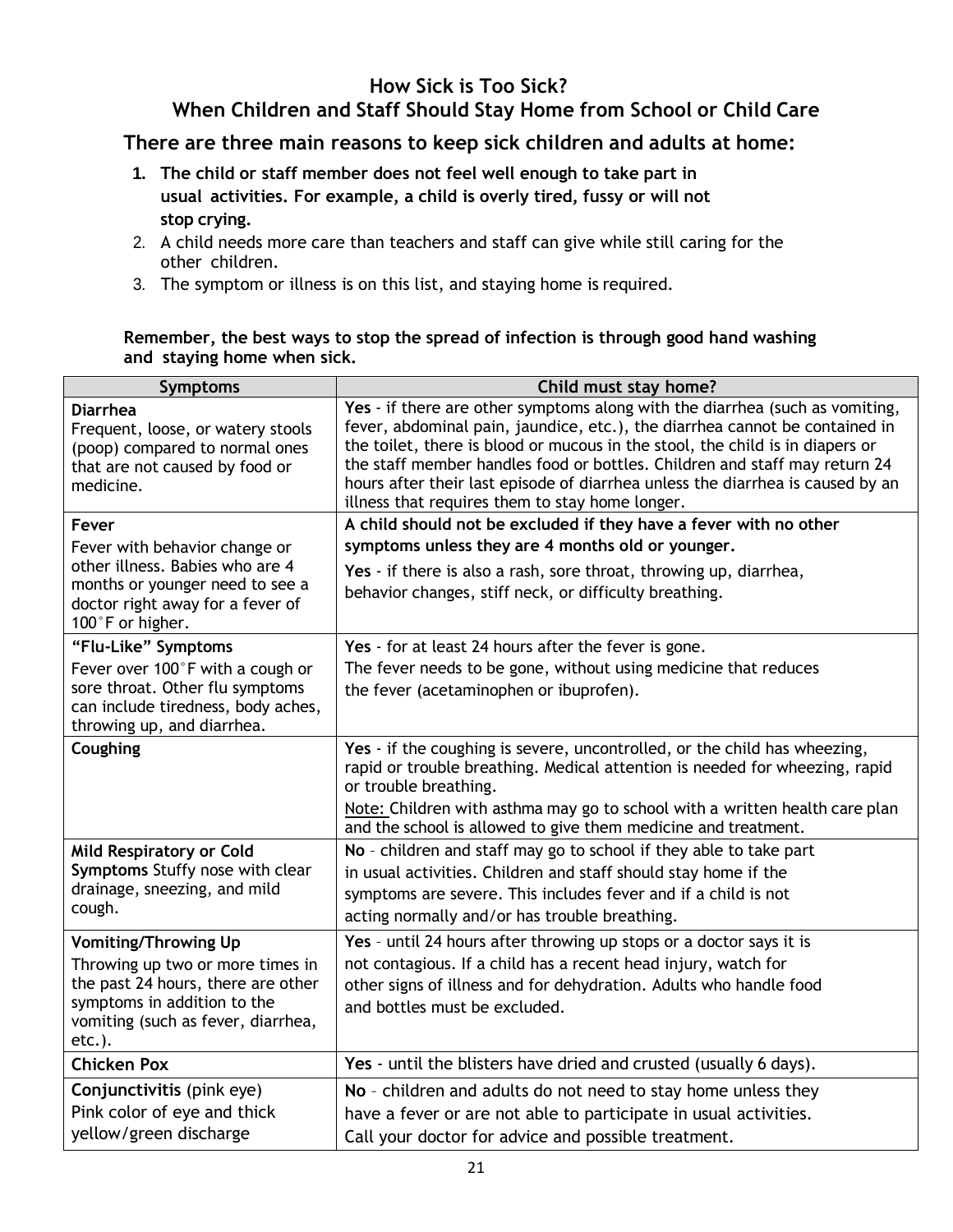## How Sick is Too Sick?
## When Children and Staff Should Stay Home from School or Child Care

### There are three main reasons to keep sick children and adults at home:

1. **The child or staff member does not feel well enough to take part in usual activities. For example, a child is overly tired, fussy or will not stop crying.**
2. A child needs more care than teachers and staff can give while still caring for the other children.
3. The symptom or illness is on this list, and staying home is required.

**Remember, the best ways to stop the spread of infection is through good hand washing and staying home when sick.**

| Symptoms | Child must stay home? |
|---|---|
| **Diarrhea**<br>Frequent, loose, or watery stools (poop) compared to normal ones that are not caused by food or medicine. | **Yes** - if there are other symptoms along with the diarrhea (such as vomiting, fever, abdominal pain, jaundice, etc.), the diarrhea cannot be contained in the toilet, there is blood or mucous in the stool, the child is in diapers or the staff member handles food or bottles. Children and staff may return 24 hours after their last episode of diarrhea unless the diarrhea is caused by an illness that requires them to stay home longer. |
| **Fever**<br>Fever with behavior change or other illness. Babies who are 4 months or younger need to see a doctor right away for a fever of 100˚F or higher. | **A child should not be excluded if they have a fever with no other symptoms unless they are 4 months old or younger.**<br>**Yes** - if there is also a rash, sore throat, throwing up, diarrhea, behavior changes, stiff neck, or difficulty breathing. |
| **"Flu-Like" Symptoms**<br>Fever over 100˚F with a cough or sore throat. Other flu symptoms can include tiredness, body aches, throwing up, and diarrhea. | **Yes** - for at least 24 hours after the fever is gone.<br>The fever needs to be gone, without using medicine that reduces the fever (acetaminophen or ibuprofen). |
| **Coughing** | **Yes** - if the coughing is severe, uncontrolled, or the child has wheezing, rapid or trouble breathing. Medical attention is needed for wheezing, rapid or trouble breathing.<br>Note: Children with asthma may go to school with a written health care plan and the school is allowed to give them medicine and treatment. |
| **Mild Respiratory or Cold Symptoms** Stuffy nose with clear drainage, sneezing, and mild cough. | **No** – children and staff may go to school if they able to take part in usual activities. Children and staff should stay home if the symptoms are severe. This includes fever and if a child is not acting normally and/or has trouble breathing. |
| **Vomiting/Throwing Up**<br>Throwing up two or more times in the past 24 hours, there are other symptoms in addition to the vomiting (such as fever, diarrhea, etc.). | **Yes** – until 24 hours after throwing up stops or a doctor says it is not contagious. If a child has a recent head injury, watch for other signs of illness and for dehydration. Adults who handle food and bottles must be excluded. |
| **Chicken Pox** | **Yes** - until the blisters have dried and crusted (usually 6 days). |
| **Conjunctivitis** (pink eye)<br>Pink color of eye and thick yellow/green discharge | **No** – children and adults do not need to stay home unless they have a fever or are not able to participate in usual activities. Call your doctor for advice and possible treatment. |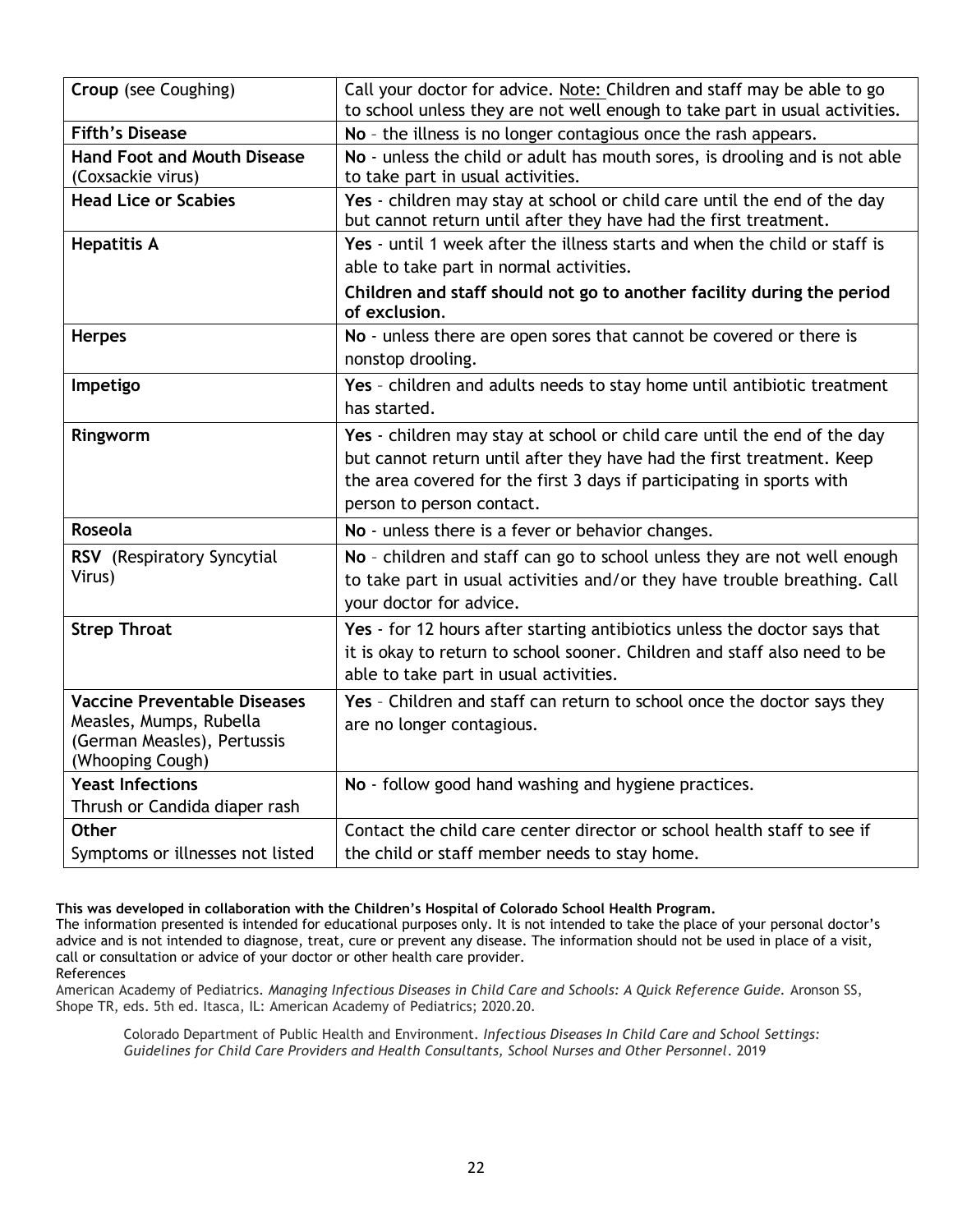| **Croup** (see Coughing) | Call your doctor for advice. Note: Children and staff may be able to go to school unless they are not well enough to take part in usual activities. |
|---|---|
| **Fifth's Disease** | **No** – the illness is no longer contagious once the rash appears. |
| **Hand Foot and Mouth Disease** (Coxsackie virus) | **No** - unless the child or adult has mouth sores, is drooling and is not able to take part in usual activities. |
| **Head Lice or Scabies** | **Yes** - children may stay at school or child care until the end of the day but cannot return until after they have had the first treatment. |
| **Hepatitis A** | **Yes** - until 1 week after the illness starts and when the child or staff is able to take part in normal activities. **Children and staff should not go to another facility during the period of exclusion**. |
| **Herpes** | **No** - unless there are open sores that cannot be covered or there is nonstop drooling. |
| **Impetigo** | **Yes** – children and adults needs to stay home until antibiotic treatment has started. |
| **Ringworm** | **Yes** - children may stay at school or child care until the end of the day but cannot return until after they have had the first treatment. Keep the area covered for the first 3 days if participating in sports with person to person contact. |
| **Roseola** | **No** - unless there is a fever or behavior changes. |
| **RSV** (Respiratory Syncytial Virus) | **No** – children and staff can go to school unless they are not well enough to take part in usual activities and/or they have trouble breathing. Call your doctor for advice. |
| **Strep Throat** | **Yes** - for 12 hours after starting antibiotics unless the doctor says that it is okay to return to school sooner. Children and staff also need to be able to take part in usual activities. |
| **Vaccine Preventable Diseases** Measles, Mumps, Rubella (German Measles), Pertussis (Whooping Cough) | **Yes** – Children and staff can return to school once the doctor says they are no longer contagious. |
| **Yeast Infections** Thrush or Candida diaper rash | **No** - follow good hand washing and hygiene practices. |
| **Other** Symptoms or illnesses not listed | Contact the child care center director or school health staff to see if the child or staff member needs to stay home. |

**This was developed in collaboration with the Children's Hospital of Colorado School Health Program.**

The information presented is intended for educational purposes only. It is not intended to take the place of your personal doctor's advice and is not intended to diagnose, treat, cure or prevent any disease. The information should not be used in place of a visit, call or consultation or advice of your doctor or other health care provider.

References

American Academy of Pediatrics. *Managing Infectious Diseases in Child Care and Schools: A Quick Reference Guide.* Aronson SS, Shope TR, eds. 5th ed. Itasca, IL: American Academy of Pediatrics; 2020.20.

Colorado Department of Public Health and Environment. *Infectious Diseases In Child Care and School Settings: Guidelines for Child Care Providers and Health Consultants, School Nurses and Other Personnel*. 2019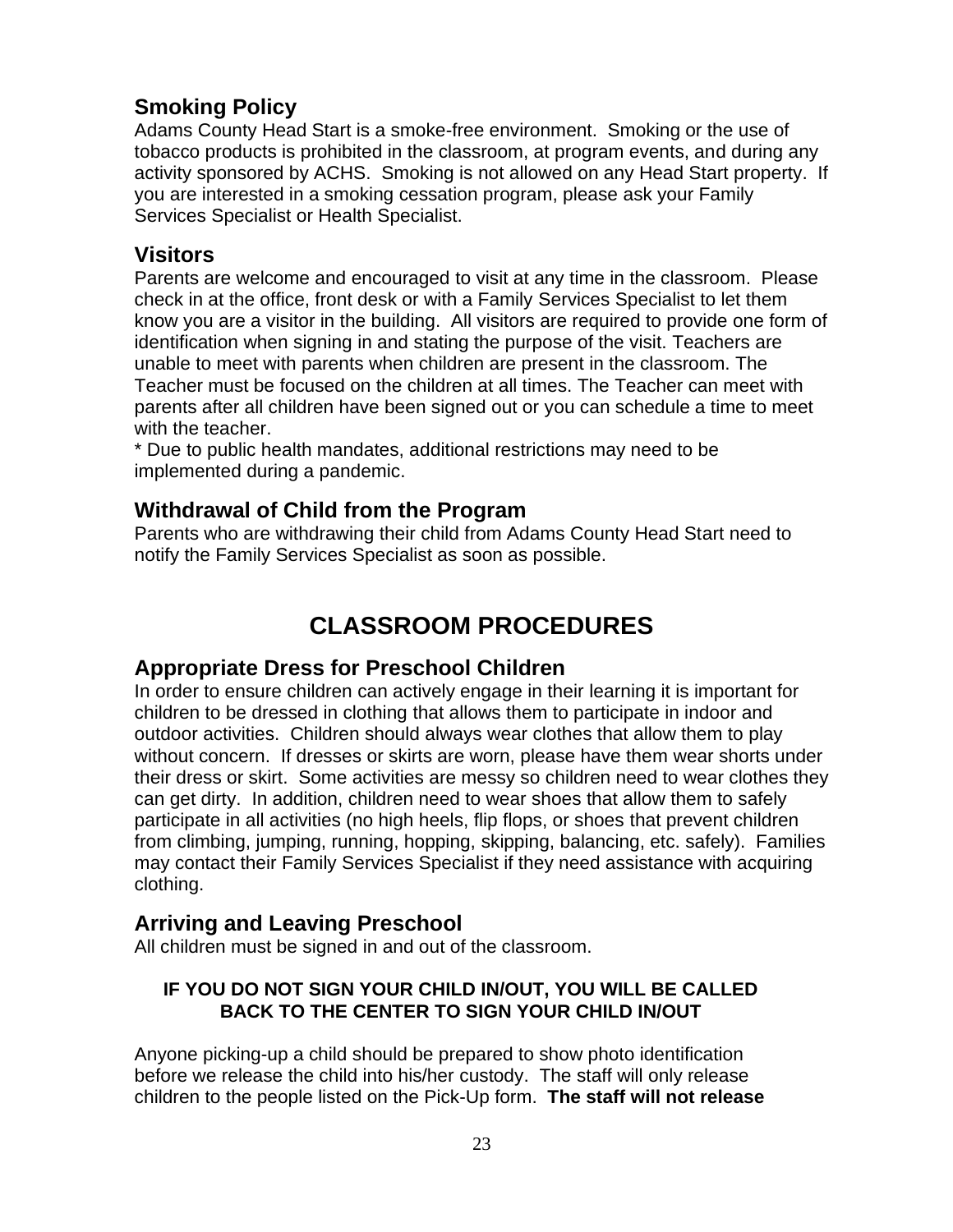## Smoking Policy

Adams County Head Start is a smoke-free environment. Smoking or the use of tobacco products is prohibited in the classroom, at program events, and during any activity sponsored by ACHS. Smoking is not allowed on any Head Start property. If you are interested in a smoking cessation program, please ask your Family Services Specialist or Health Specialist.

## Visitors

Parents are welcome and encouraged to visit at any time in the classroom. Please check in at the office, front desk or with a Family Services Specialist to let them know you are a visitor in the building. All visitors are required to provide one form of identification when signing in and stating the purpose of the visit. Teachers are unable to meet with parents when children are present in the classroom. The Teacher must be focused on the children at all times. The Teacher can meet with parents after all children have been signed out or you can schedule a time to meet with the teacher.

* Due to public health mandates, additional restrictions may need to be implemented during a pandemic.

## Withdrawal of Child from the Program

Parents who are withdrawing their child from Adams County Head Start need to notify the Family Services Specialist as soon as possible.

# CLASSROOM PROCEDURES

## Appropriate Dress for Preschool Children

In order to ensure children can actively engage in their learning it is important for children to be dressed in clothing that allows them to participate in indoor and outdoor activities. Children should always wear clothes that allow them to play without concern. If dresses or skirts are worn, please have them wear shorts under their dress or skirt. Some activities are messy so children need to wear clothes they can get dirty. In addition, children need to wear shoes that allow them to safely participate in all activities (no high heels, flip flops, or shoes that prevent children from climbing, jumping, running, hopping, skipping, balancing, etc. safely). Families may contact their Family Services Specialist if they need assistance with acquiring clothing.

## Arriving and Leaving Preschool

All children must be signed in and out of the classroom.

**IF YOU DO NOT SIGN YOUR CHILD IN/OUT, YOU WILL BE CALLED BACK TO THE CENTER TO SIGN YOUR CHILD IN/OUT**

Anyone picking-up a child should be prepared to show photo identification before we release the child into his/her custody. The staff will only release children to the people listed on the Pick-Up form. **The staff will not release**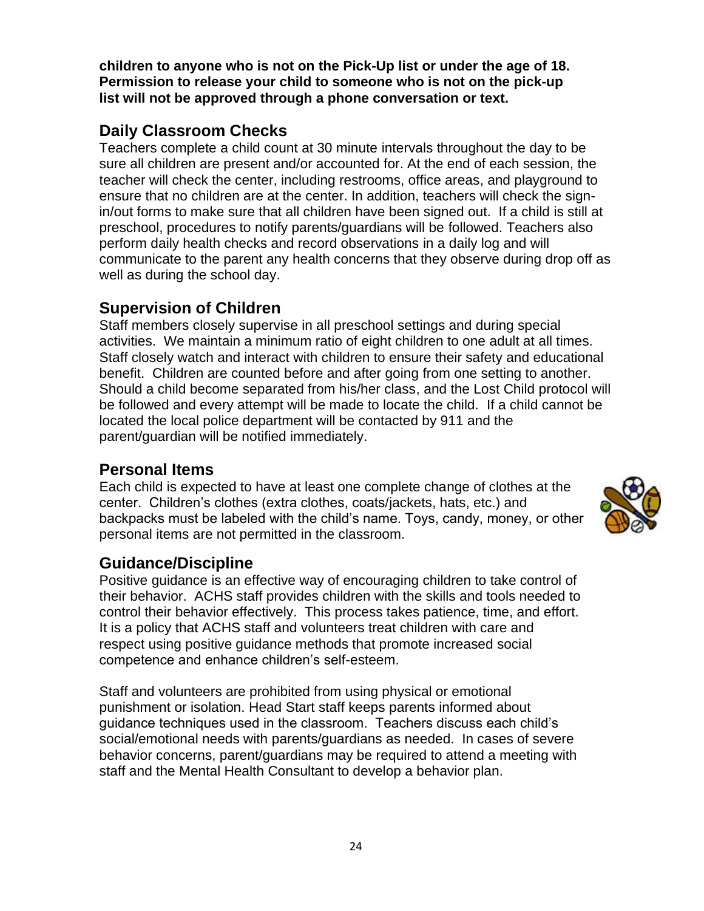**children to anyone who is not on the Pick-Up list or under the age of 18. Permission to release your child to someone who is not on the pick-up list will not be approved through a phone conversation or text.**

## Daily Classroom Checks

Teachers complete a child count at 30 minute intervals throughout the day to be sure all children are present and/or accounted for. At the end of each session, the teacher will check the center, including restrooms, office areas, and playground to ensure that no children are at the center. In addition, teachers will check the sign-in/out forms to make sure that all children have been signed out. If a child is still at preschool, procedures to notify parents/guardians will be followed. Teachers also perform daily health checks and record observations in a daily log and will communicate to the parent any health concerns that they observe during drop off as well as during the school day.

## Supervision of Children

Staff members closely supervise in all preschool settings and during special activities. We maintain a minimum ratio of eight children to one adult at all times. Staff closely watch and interact with children to ensure their safety and educational benefit. Children are counted before and after going from one setting to another. Should a child become separated from his/her class, and the Lost Child protocol will be followed and every attempt will be made to locate the child. If a child cannot be located the local police department will be contacted by 911 and the parent/guardian will be notified immediately.

## Personal Items

Each child is expected to have at least one complete change of clothes at the center. Children's clothes (extra clothes, coats/jackets, hats, etc.) and backpacks must be labeled with the child's name. Toys, candy, money, or other personal items are not permitted in the classroom.

## Guidance/Discipline

Positive guidance is an effective way of encouraging children to take control of their behavior. ACHS staff provides children with the skills and tools needed to control their behavior effectively. This process takes patience, time, and effort. It is a policy that ACHS staff and volunteers treat children with care and respect using positive guidance methods that promote increased social competence and enhance children's self-esteem.

Staff and volunteers are prohibited from using physical or emotional punishment or isolation. Head Start staff keeps parents informed about guidance techniques used in the classroom. Teachers discuss each child's social/emotional needs with parents/guardians as needed. In cases of severe behavior concerns, parent/guardians may be required to attend a meeting with staff and the Mental Health Consultant to develop a behavior plan.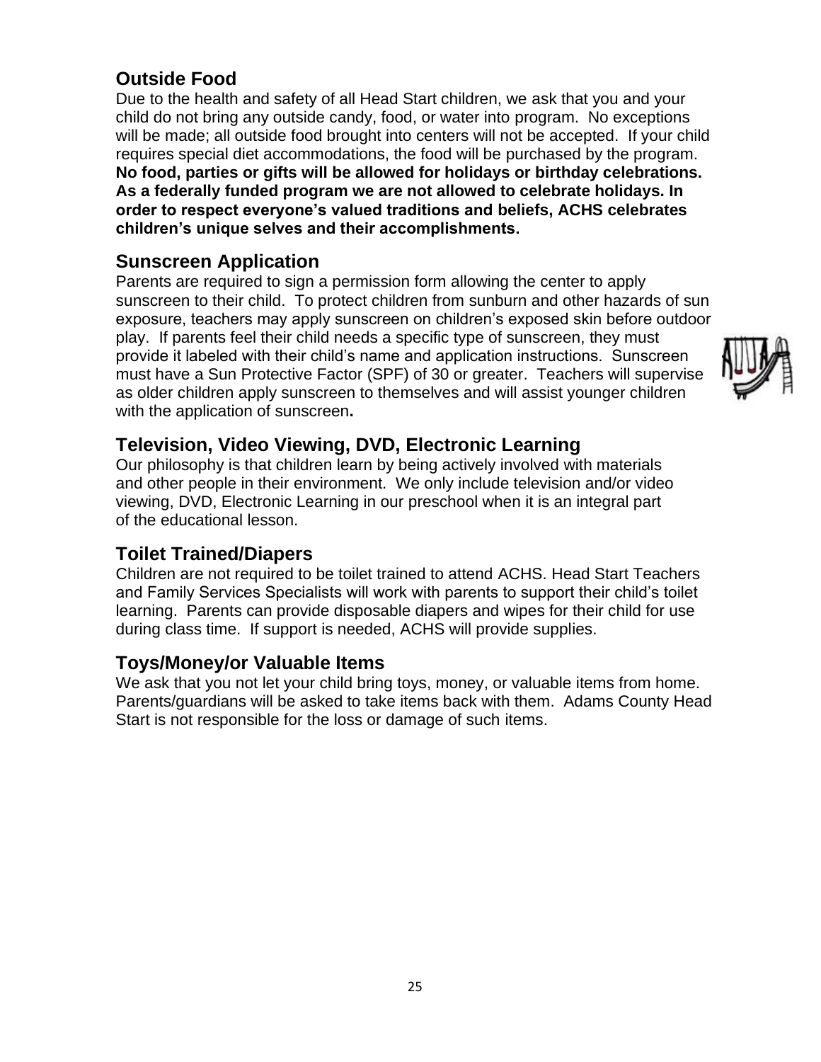## Outside Food

Due to the health and safety of all Head Start children, we ask that you and your child do not bring any outside candy, food, or water into program. No exceptions will be made; all outside food brought into centers will not be accepted. If your child requires special diet accommodations, the food will be purchased by the program. **No food, parties or gifts will be allowed for holidays or birthday celebrations. As a federally funded program we are not allowed to celebrate holidays. In order to respect everyone's valued traditions and beliefs, ACHS celebrates children's unique selves and their accomplishments.**

## Sunscreen Application

Parents are required to sign a permission form allowing the center to apply sunscreen to their child. To protect children from sunburn and other hazards of sun exposure, teachers may apply sunscreen on children's exposed skin before outdoor play. If parents feel their child needs a specific type of sunscreen, they must provide it labeled with their child's name and application instructions. Sunscreen must have a Sun Protective Factor (SPF) of 30 or greater. Teachers will supervise as older children apply sunscreen to themselves and will assist younger children with the application of sunscreen**.**

## Television, Video Viewing, DVD, Electronic Learning

Our philosophy is that children learn by being actively involved with materials and other people in their environment. We only include television and/or video viewing, DVD, Electronic Learning in our preschool when it is an integral part of the educational lesson.

## Toilet Trained/Diapers

Children are not required to be toilet trained to attend ACHS. Head Start Teachers and Family Services Specialists will work with parents to support their child's toilet learning. Parents can provide disposable diapers and wipes for their child for use during class time. If support is needed, ACHS will provide supplies.

## Toys/Money/or Valuable Items

We ask that you not let your child bring toys, money, or valuable items from home. Parents/guardians will be asked to take items back with them. Adams County Head Start is not responsible for the loss or damage of such items.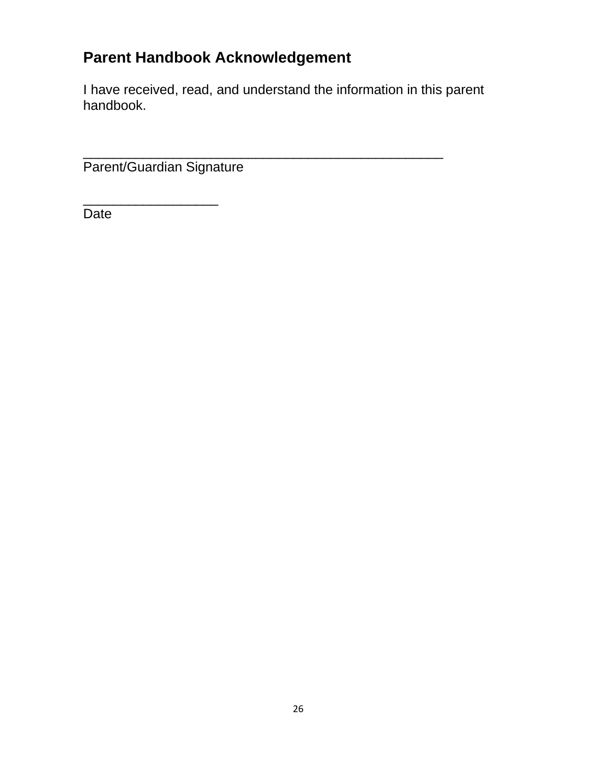## Parent Handbook Acknowledgement

I have received, read, and understand the information in this parent handbook.

________________________________________________
Parent/Guardian Signature

__________________
Date